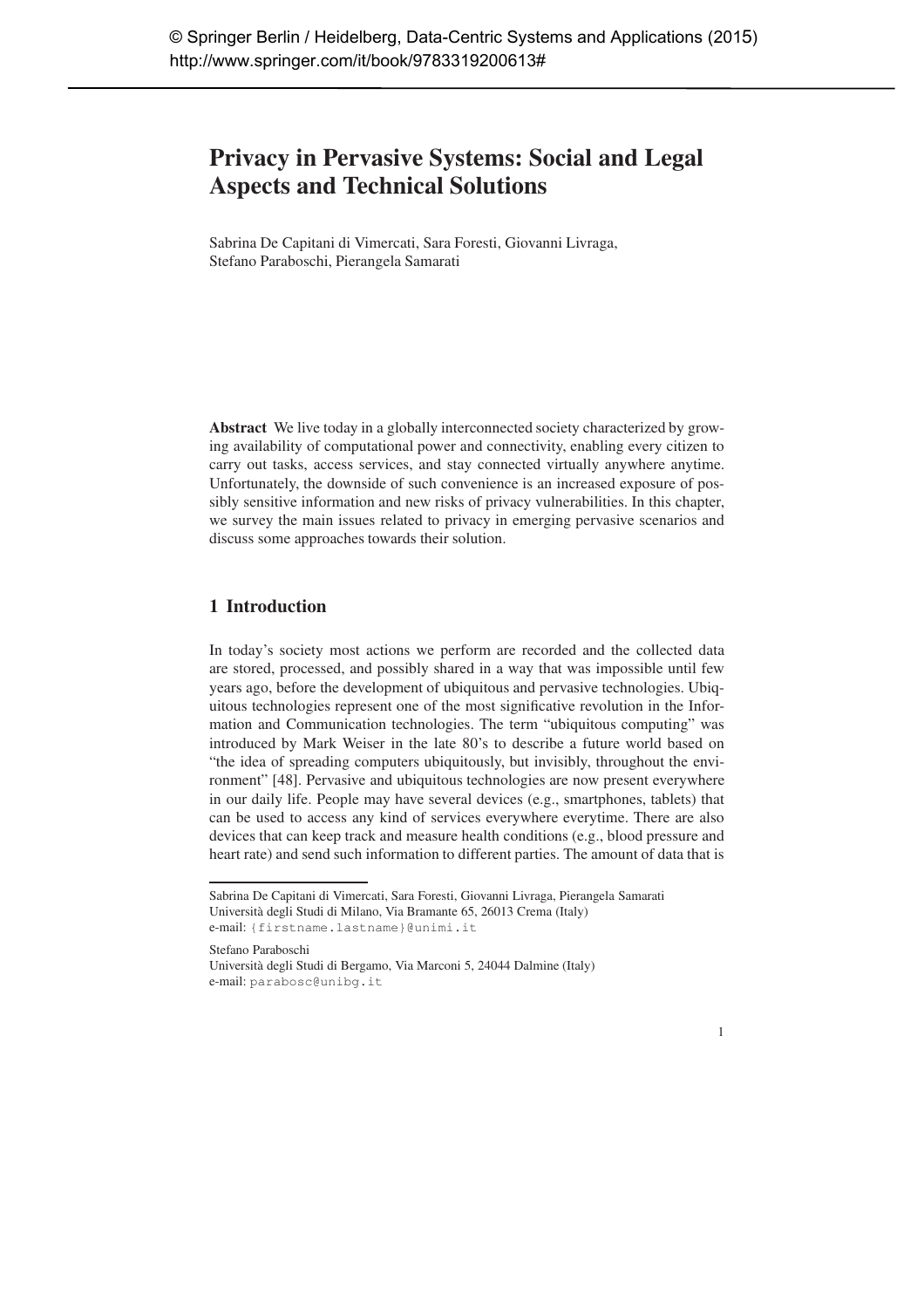© Springer Berlin / Heidelberg, Data-Centric Systems and Applications (2015)
http://www.springer.com/it/book/9783319200613#

# Privacy in Pervasive Systems: Social and Legal Aspects and Technical Solutions

Sabrina De Capitani di Vimercati, Sara Foresti, Giovanni Livraga, Stefano Paraboschi, Pierangela Samarati

**Abstract** We live today in a globally interconnected society characterized by growing availability of computational power and connectivity, enabling every citizen to carry out tasks, access services, and stay connected virtually anywhere anytime. Unfortunately, the downside of such convenience is an increased exposure of possibly sensitive information and new risks of privacy vulnerabilities. In this chapter, we survey the main issues related to privacy in emerging pervasive scenarios and discuss some approaches towards their solution.

## 1 Introduction

In today's society most actions we perform are recorded and the collected data are stored, processed, and possibly shared in a way that was impossible until few years ago, before the development of ubiquitous and pervasive technologies. Ubiquitous technologies represent one of the most significative revolution in the Information and Communication technologies. The term "ubiquitous computing" was introduced by Mark Weiser in the late 80's to describe a future world based on "the idea of spreading computers ubiquitously, but invisibly, throughout the environment" [48]. Pervasive and ubiquitous technologies are now present everywhere in our daily life. People may have several devices (e.g., smartphones, tablets) that can be used to access any kind of services everywhere everytime. There are also devices that can keep track and measure health conditions (e.g., blood pressure and heart rate) and send such information to different parties. The amount of data that is

---

Sabrina De Capitani di Vimercati, Sara Foresti, Giovanni Livraga, Pierangela Samarati
Università degli Studi di Milano, Via Bramante 65, 26013 Crema (Italy)
e-mail: {firstname.lastname}@unimi.it

Stefano Paraboschi
Università degli Studi di Bergamo, Via Marconi 5, 24044 Dalmine (Italy)
e-mail: parabosc@unibg.it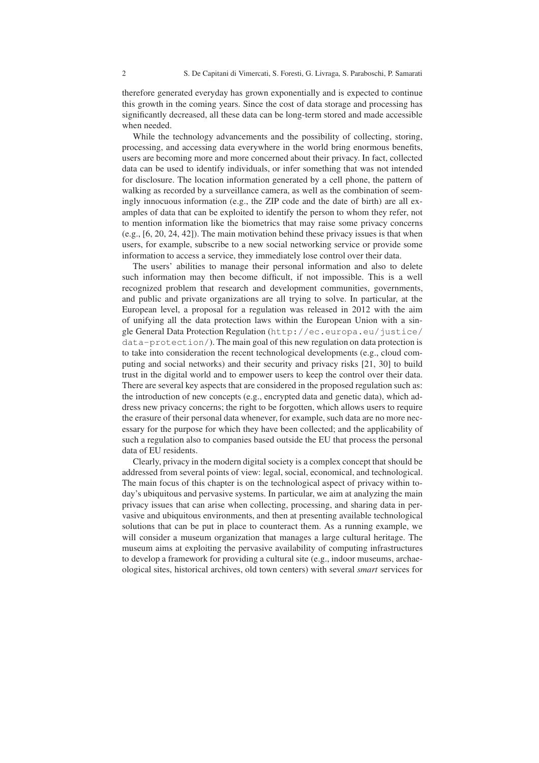therefore generated everyday has grown exponentially and is expected to continue this growth in the coming years. Since the cost of data storage and processing has significantly decreased, all these data can be long-term stored and made accessible when needed.

While the technology advancements and the possibility of collecting, storing, processing, and accessing data everywhere in the world bring enormous benefits, users are becoming more and more concerned about their privacy. In fact, collected data can be used to identify individuals, or infer something that was not intended for disclosure. The location information generated by a cell phone, the pattern of walking as recorded by a surveillance camera, as well as the combination of seemingly innocuous information (e.g., the ZIP code and the date of birth) are all examples of data that can be exploited to identify the person to whom they refer, not to mention information like the biometrics that may raise some privacy concerns (e.g., [6, 20, 24, 42]). The main motivation behind these privacy issues is that when users, for example, subscribe to a new social networking service or provide some information to access a service, they immediately lose control over their data.

The users' abilities to manage their personal information and also to delete such information may then become difficult, if not impossible. This is a well recognized problem that research and development communities, governments, and public and private organizations are all trying to solve. In particular, at the European level, a proposal for a regulation was released in 2012 with the aim of unifying all the data protection laws within the European Union with a single General Data Protection Regulation (`http://ec.europa.eu/justice/data-protection/`). The main goal of this new regulation on data protection is to take into consideration the recent technological developments (e.g., cloud computing and social networks) and their security and privacy risks [21, 30] to build trust in the digital world and to empower users to keep the control over their data. There are several key aspects that are considered in the proposed regulation such as: the introduction of new concepts (e.g., encrypted data and genetic data), which address new privacy concerns; the right to be forgotten, which allows users to require the erasure of their personal data whenever, for example, such data are no more necessary for the purpose for which they have been collected; and the applicability of such a regulation also to companies based outside the EU that process the personal data of EU residents.

Clearly, privacy in the modern digital society is a complex concept that should be addressed from several points of view: legal, social, economical, and technological. The main focus of this chapter is on the technological aspect of privacy within today's ubiquitous and pervasive systems. In particular, we aim at analyzing the main privacy issues that can arise when collecting, processing, and sharing data in pervasive and ubiquitous environments, and then at presenting available technological solutions that can be put in place to counteract them. As a running example, we will consider a museum organization that manages a large cultural heritage. The museum aims at exploiting the pervasive availability of computing infrastructures to develop a framework for providing a cultural site (e.g., indoor museums, archaeological sites, historical archives, old town centers) with several *smart* services for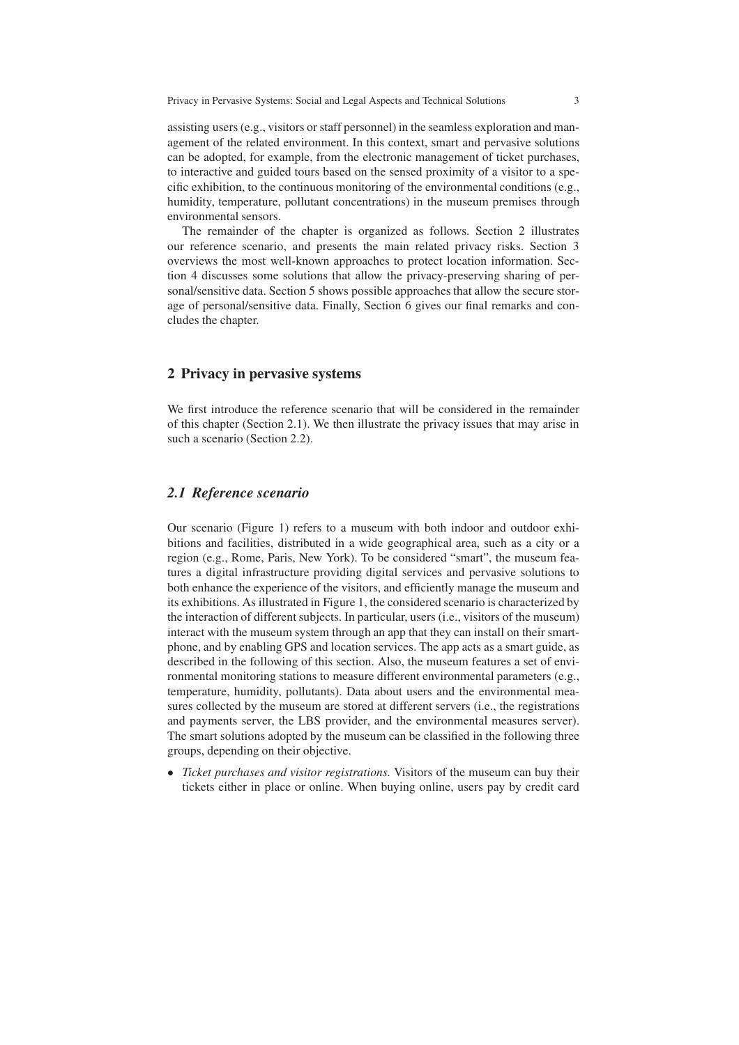assisting users (e.g., visitors or staff personnel) in the seamless exploration and management of the related environment. In this context, smart and pervasive solutions can be adopted, for example, from the electronic management of ticket purchases, to interactive and guided tours based on the sensed proximity of a visitor to a specific exhibition, to the continuous monitoring of the environmental conditions (e.g., humidity, temperature, pollutant concentrations) in the museum premises through environmental sensors.

The remainder of the chapter is organized as follows. Section 2 illustrates our reference scenario, and presents the main related privacy risks. Section 3 overviews the most well-known approaches to protect location information. Section 4 discusses some solutions that allow the privacy-preserving sharing of personal/sensitive data. Section 5 shows possible approaches that allow the secure storage of personal/sensitive data. Finally, Section 6 gives our final remarks and concludes the chapter.

## 2 Privacy in pervasive systems

We first introduce the reference scenario that will be considered in the remainder of this chapter (Section 2.1). We then illustrate the privacy issues that may arise in such a scenario (Section 2.2).

### *2.1 Reference scenario*

Our scenario (Figure 1) refers to a museum with both indoor and outdoor exhibitions and facilities, distributed in a wide geographical area, such as a city or a region (e.g., Rome, Paris, New York). To be considered "smart", the museum features a digital infrastructure providing digital services and pervasive solutions to both enhance the experience of the visitors, and efficiently manage the museum and its exhibitions. As illustrated in Figure 1, the considered scenario is characterized by the interaction of different subjects. In particular, users (i.e., visitors of the museum) interact with the museum system through an app that they can install on their smartphone, and by enabling GPS and location services. The app acts as a smart guide, as described in the following of this section. Also, the museum features a set of environmental monitoring stations to measure different environmental parameters (e.g., temperature, humidity, pollutants). Data about users and the environmental measures collected by the museum are stored at different servers (i.e., the registrations and payments server, the LBS provider, and the environmental measures server). The smart solutions adopted by the museum can be classified in the following three groups, depending on their objective.

- *Ticket purchases and visitor registrations.* Visitors of the museum can buy their tickets either in place or online. When buying online, users pay by credit card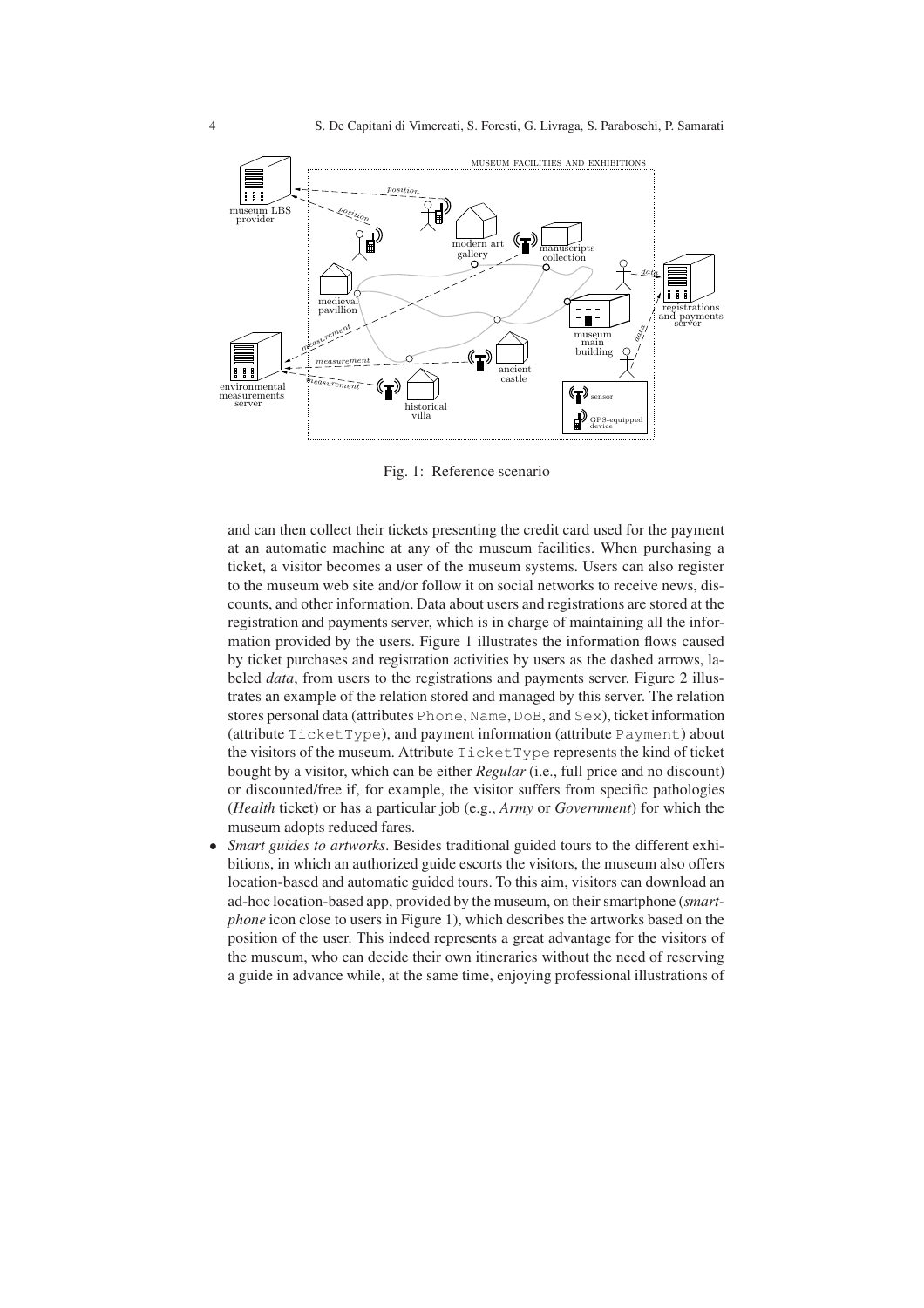Fig. 1: Reference scenario

and can then collect their tickets presenting the credit card used for the payment at an automatic machine at any of the museum facilities. When purchasing a ticket, a visitor becomes a user of the museum systems. Users can also register to the museum web site and/or follow it on social networks to receive news, discounts, and other information. Data about users and registrations are stored at the registration and payments server, which is in charge of maintaining all the information provided by the users. Figure 1 illustrates the information flows caused by ticket purchases and registration activities by users as the dashed arrows, labeled *data*, from users to the registrations and payments server. Figure 2 illustrates an example of the relation stored and managed by this server. The relation stores personal data (attributes `Phone`, `Name`, `DoB`, and `Sex`), ticket information (attribute `TicketType`), and payment information (attribute `Payment`) about the visitors of the museum. Attribute `TicketType` represents the kind of ticket bought by a visitor, which can be either *Regular* (i.e., full price and no discount) or discounted/free if, for example, the visitor suffers from specific pathologies (*Health* ticket) or has a particular job (e.g., *Army* or *Government*) for which the museum adopts reduced fares.

- *Smart guides to artworks*. Besides traditional guided tours to the different exhibitions, in which an authorized guide escorts the visitors, the museum also offers location-based and automatic guided tours. To this aim, visitors can download an ad-hoc location-based app, provided by the museum, on their smartphone (*smartphone* icon close to users in Figure 1), which describes the artworks based on the position of the user. This indeed represents a great advantage for the visitors of the museum, who can decide their own itineraries without the need of reserving a guide in advance while, at the same time, enjoying professional illustrations of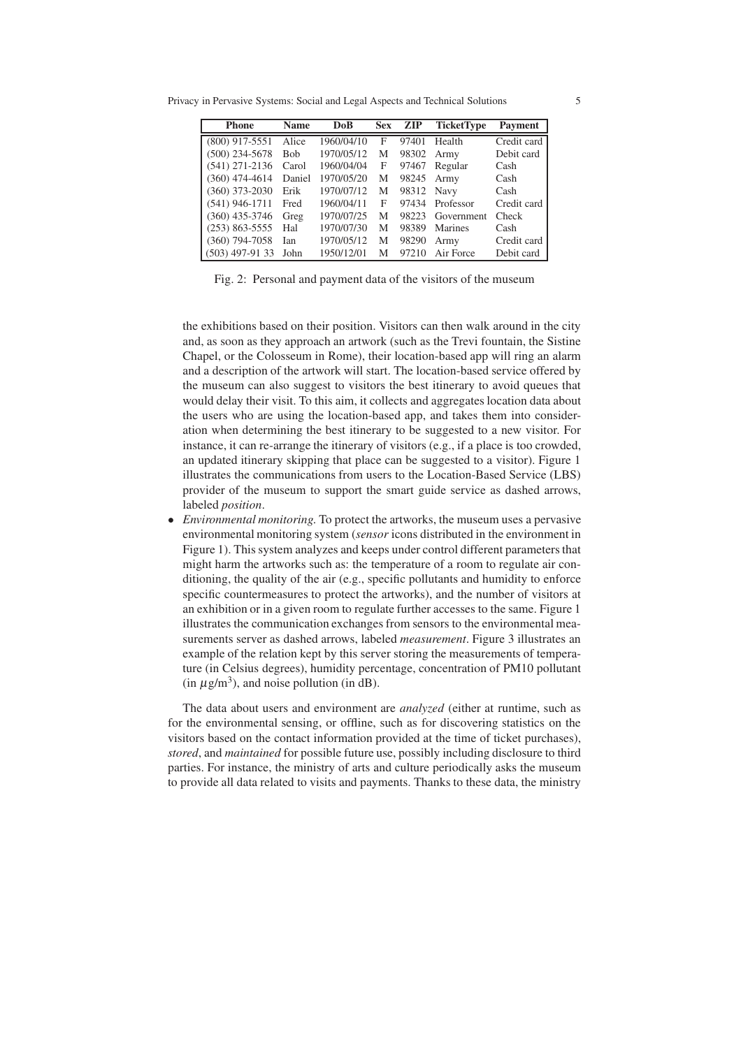| Phone | Name | DoB | Sex | ZIP | TicketType | Payment |
|---|---|---|---|---|---|---|
| (800) 917-5551 | Alice | 1960/04/10 | F | 97401 | Health | Credit card |
| (500) 234-5678 | Bob | 1970/05/12 | M | 98302 | Army | Debit card |
| (541) 271-2136 | Carol | 1960/04/04 | F | 97467 | Regular | Cash |
| (360) 474-4614 | Daniel | 1970/05/20 | M | 98245 | Army | Cash |
| (360) 373-2030 | Erik | 1970/07/12 | M | 98312 | Navy | Cash |
| (541) 946-1711 | Fred | 1960/04/11 | F | 97434 | Professor | Credit card |
| (360) 435-3746 | Greg | 1970/07/25 | M | 98223 | Government | Check |
| (253) 863-5555 | Hal | 1970/07/30 | M | 98389 | Marines | Cash |
| (360) 794-7058 | Ian | 1970/05/12 | M | 98290 | Army | Credit card |
| (503) 497-91 33 | John | 1950/12/01 | M | 97210 | Air Force | Debit card |

Fig. 2: Personal and payment data of the visitors of the museum

the exhibitions based on their position. Visitors can then walk around in the city and, as soon as they approach an artwork (such as the Trevi fountain, the Sistine Chapel, or the Colosseum in Rome), their location-based app will ring an alarm and a description of the artwork will start. The location-based service offered by the museum can also suggest to visitors the best itinerary to avoid queues that would delay their visit. To this aim, it collects and aggregates location data about the users who are using the location-based app, and takes them into consideration when determining the best itinerary to be suggested to a new visitor. For instance, it can re-arrange the itinerary of visitors (e.g., if a place is too crowded, an updated itinerary skipping that place can be suggested to a visitor). Figure 1 illustrates the communications from users to the Location-Based Service (LBS) provider of the museum to support the smart guide service as dashed arrows, labeled *position*.

- *Environmental monitoring.* To protect the artworks, the museum uses a pervasive environmental monitoring system (*sensor* icons distributed in the environment in Figure 1). This system analyzes and keeps under control different parameters that might harm the artworks such as: the temperature of a room to regulate air conditioning, the quality of the air (e.g., specific pollutants and humidity to enforce specific countermeasures to protect the artworks), and the number of visitors at an exhibition or in a given room to regulate further accesses to the same. Figure 1 illustrates the communication exchanges from sensors to the environmental measurements server as dashed arrows, labeled *measurement*. Figure 3 illustrates an example of the relation kept by this server storing the measurements of temperature (in Celsius degrees), humidity percentage, concentration of PM10 pollutant (in $\mu$g/m$^3$), and noise pollution (in dB).

The data about users and environment are *analyzed* (either at runtime, such as for the environmental sensing, or offline, such as for discovering statistics on the visitors based on the contact information provided at the time of ticket purchases), *stored*, and *maintained* for possible future use, possibly including disclosure to third parties. For instance, the ministry of arts and culture periodically asks the museum to provide all data related to visits and payments. Thanks to these data, the ministry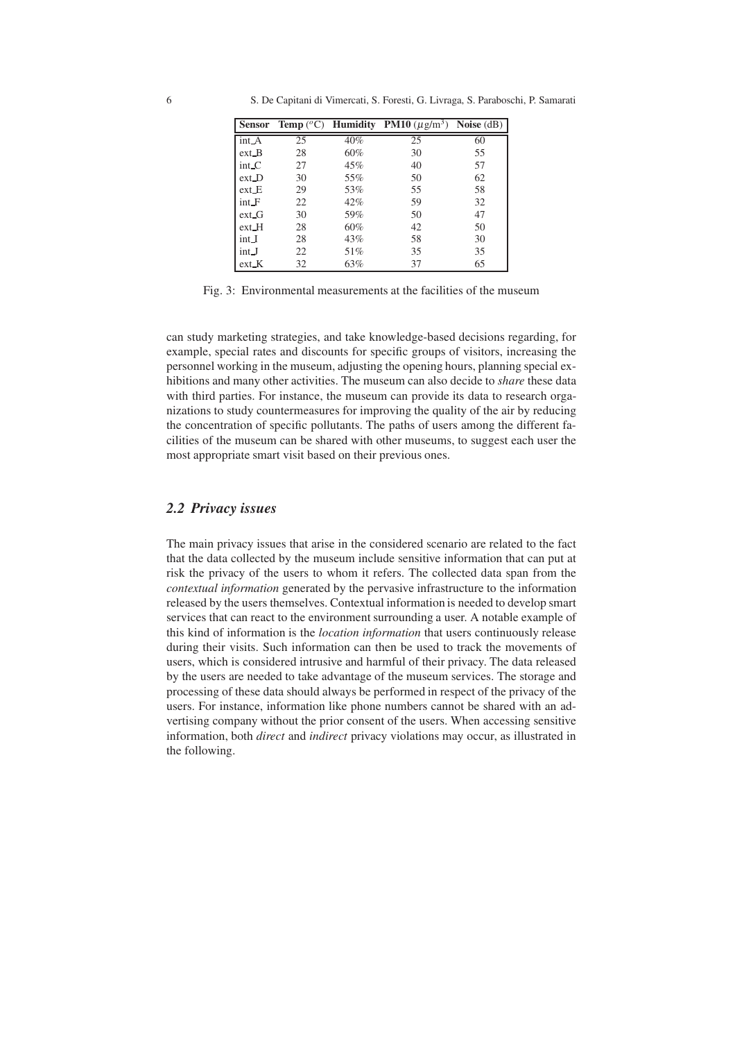| Sensor | Temp ($^o$C) | Humidity | PM10 ($\mu$g/m$^3$) | Noise (dB) |
|---|---|---|---|---|
| int_A | 25 | 40% | 25 | 60 |
| ext_B | 28 | 60% | 30 | 55 |
| int_C | 27 | 45% | 40 | 57 |
| ext_D | 30 | 55% | 50 | 62 |
| ext_E | 29 | 53% | 55 | 58 |
| int_F | 22 | 42% | 59 | 32 |
| ext_G | 30 | 59% | 50 | 47 |
| ext_H | 28 | 60% | 42 | 50 |
| int_I | 28 | 43% | 58 | 30 |
| int_J | 22 | 51% | 35 | 35 |
| ext_K | 32 | 63% | 37 | 65 |

Fig. 3: Environmental measurements at the facilities of the museum

can study marketing strategies, and take knowledge-based decisions regarding, for example, special rates and discounts for specific groups of visitors, increasing the personnel working in the museum, adjusting the opening hours, planning special exhibitions and many other activities. The museum can also decide to *share* these data with third parties. For instance, the museum can provide its data to research organizations to study countermeasures for improving the quality of the air by reducing the concentration of specific pollutants. The paths of users among the different facilities of the museum can be shared with other museums, to suggest each user the most appropriate smart visit based on their previous ones.

### *2.2 Privacy issues*

The main privacy issues that arise in the considered scenario are related to the fact that the data collected by the museum include sensitive information that can put at risk the privacy of the users to whom it refers. The collected data span from the *contextual information* generated by the pervasive infrastructure to the information released by the users themselves. Contextual information is needed to develop smart services that can react to the environment surrounding a user. A notable example of this kind of information is the *location information* that users continuously release during their visits. Such information can then be used to track the movements of users, which is considered intrusive and harmful of their privacy. The data released by the users are needed to take advantage of the museum services. The storage and processing of these data should always be performed in respect of the privacy of the users. For instance, information like phone numbers cannot be shared with an advertising company without the prior consent of the users. When accessing sensitive information, both *direct* and *indirect* privacy violations may occur, as illustrated in the following.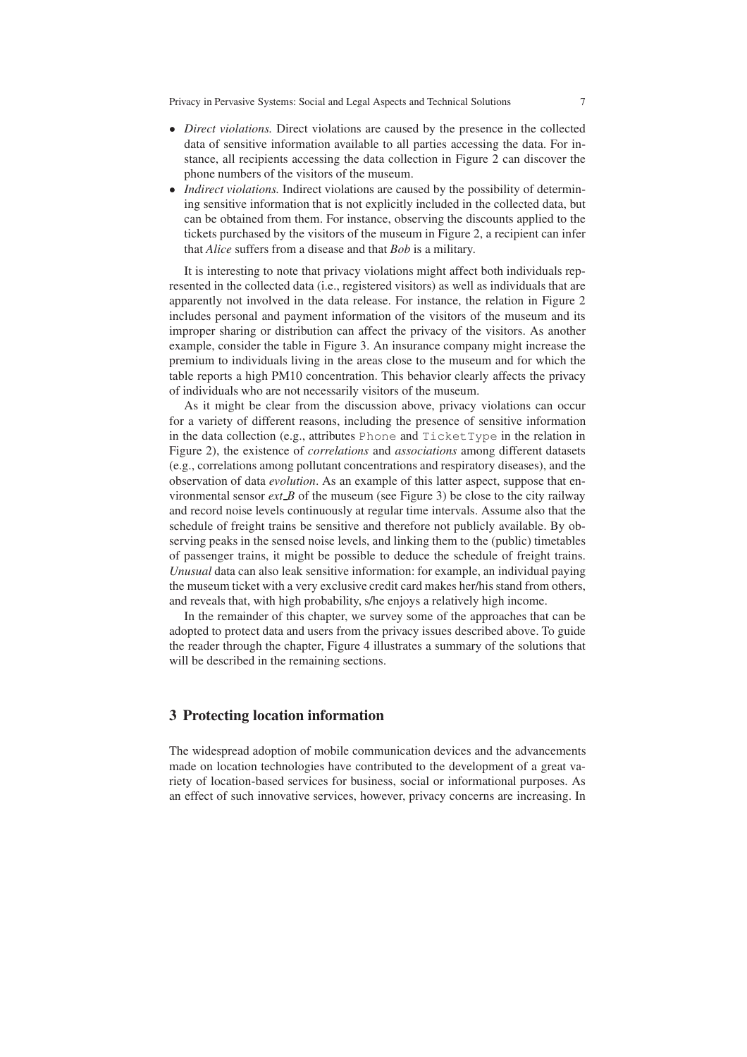- *Direct violations.* Direct violations are caused by the presence in the collected data of sensitive information available to all parties accessing the data. For instance, all recipients accessing the data collection in Figure 2 can discover the phone numbers of the visitors of the museum.
- *Indirect violations.* Indirect violations are caused by the possibility of determining sensitive information that is not explicitly included in the collected data, but can be obtained from them. For instance, observing the discounts applied to the tickets purchased by the visitors of the museum in Figure 2, a recipient can infer that *Alice* suffers from a disease and that *Bob* is a military.

It is interesting to note that privacy violations might affect both individuals represented in the collected data (i.e., registered visitors) as well as individuals that are apparently not involved in the data release. For instance, the relation in Figure 2 includes personal and payment information of the visitors of the museum and its improper sharing or distribution can affect the privacy of the visitors. As another example, consider the table in Figure 3. An insurance company might increase the premium to individuals living in the areas close to the museum and for which the table reports a high PM10 concentration. This behavior clearly affects the privacy of individuals who are not necessarily visitors of the museum.

As it might be clear from the discussion above, privacy violations can occur for a variety of different reasons, including the presence of sensitive information in the data collection (e.g., attributes `Phone` and `TicketType` in the relation in Figure 2), the existence of *correlations* and *associations* among different datasets (e.g., correlations among pollutant concentrations and respiratory diseases), and the observation of data *evolution*. As an example of this latter aspect, suppose that environmental sensor *ext_B* of the museum (see Figure 3) be close to the city railway and record noise levels continuously at regular time intervals. Assume also that the schedule of freight trains be sensitive and therefore not publicly available. By observing peaks in the sensed noise levels, and linking them to the (public) timetables of passenger trains, it might be possible to deduce the schedule of freight trains. *Unusual* data can also leak sensitive information: for example, an individual paying the museum ticket with a very exclusive credit card makes her/his stand from others, and reveals that, with high probability, s/he enjoys a relatively high income.

In the remainder of this chapter, we survey some of the approaches that can be adopted to protect data and users from the privacy issues described above. To guide the reader through the chapter, Figure 4 illustrates a summary of the solutions that will be described in the remaining sections.

## 3 Protecting location information

The widespread adoption of mobile communication devices and the advancements made on location technologies have contributed to the development of a great variety of location-based services for business, social or informational purposes. As an effect of such innovative services, however, privacy concerns are increasing. In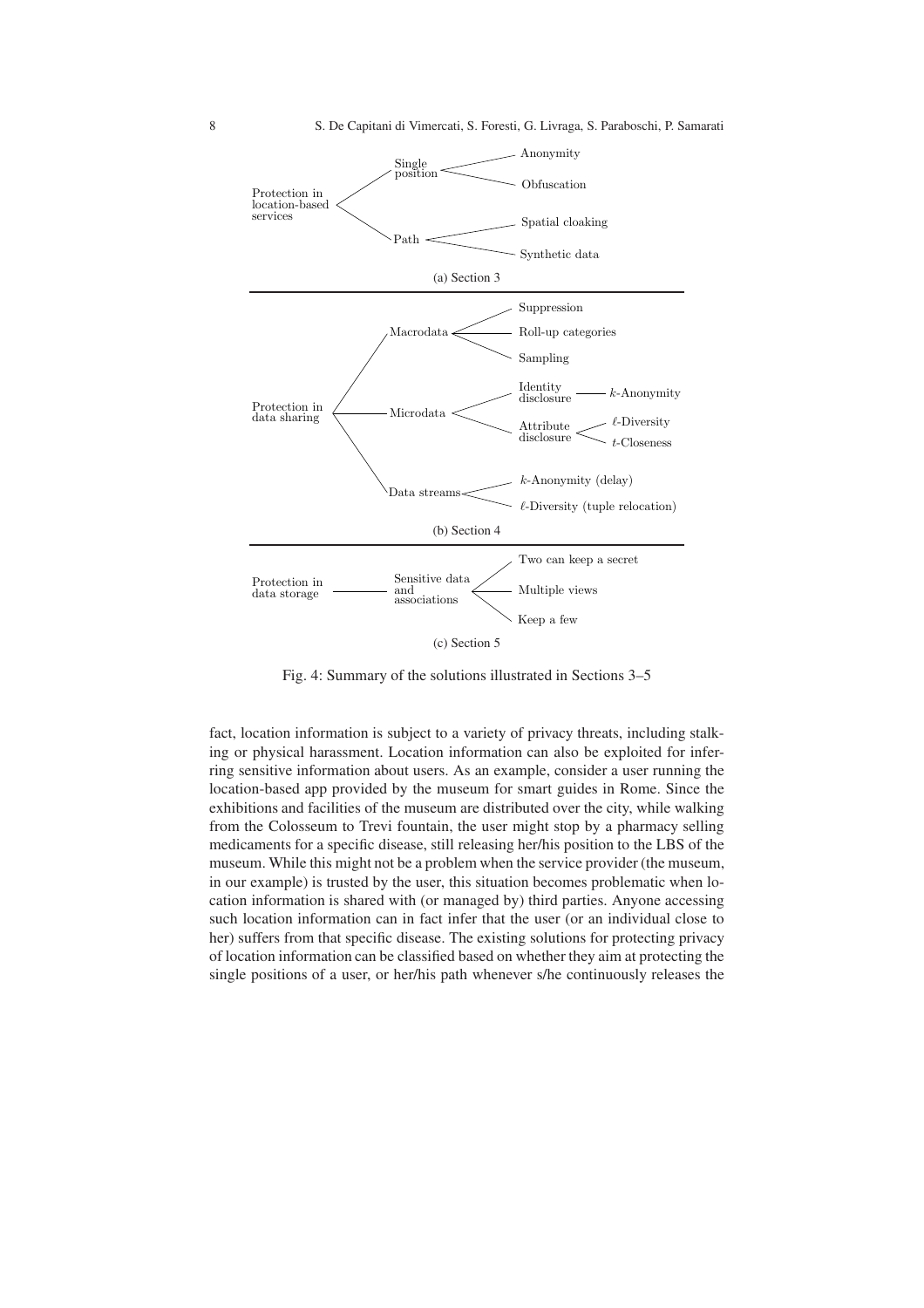Protection in location-based services
- Single position
  - Anonymity
  - Obfuscation
- Path
  - Spatial cloaking
  - Synthetic data

(a) Section 3

Protection in data sharing
- Macrodata
  - Suppression
  - Roll-up categories
  - Sampling
- Microdata
  - Identity disclosure — $k$-Anonymity
  - Attribute disclosure
    - $\ell$-Diversity
    - $t$-Closeness
- Data streams
  - $k$-Anonymity (delay)
  - $\ell$-Diversity (tuple relocation)

(b) Section 4

Protection in data storage — Sensitive data and associations
- Two can keep a secret
- Multiple views
- Keep a few

(c) Section 5

Fig. 4: Summary of the solutions illustrated in Sections 3–5

fact, location information is subject to a variety of privacy threats, including stalking or physical harassment. Location information can also be exploited for inferring sensitive information about users. As an example, consider a user running the location-based app provided by the museum for smart guides in Rome. Since the exhibitions and facilities of the museum are distributed over the city, while walking from the Colosseum to Trevi fountain, the user might stop by a pharmacy selling medicaments for a specific disease, still releasing her/his position to the LBS of the museum. While this might not be a problem when the service provider (the museum, in our example) is trusted by the user, this situation becomes problematic when location information is shared with (or managed by) third parties. Anyone accessing such location information can in fact infer that the user (or an individual close to her) suffers from that specific disease. The existing solutions for protecting privacy of location information can be classified based on whether they aim at protecting the single positions of a user, or her/his path whenever s/he continuously releases the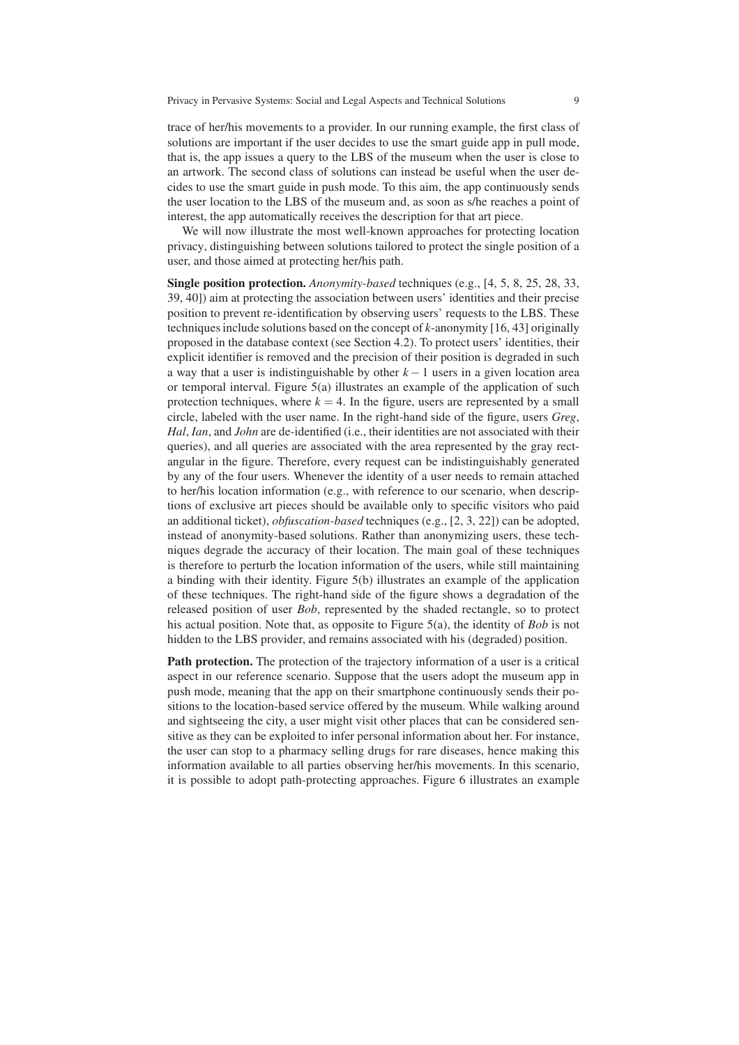trace of her/his movements to a provider. In our running example, the first class of solutions are important if the user decides to use the smart guide app in pull mode, that is, the app issues a query to the LBS of the museum when the user is close to an artwork. The second class of solutions can instead be useful when the user decides to use the smart guide in push mode. To this aim, the app continuously sends the user location to the LBS of the museum and, as soon as s/he reaches a point of interest, the app automatically receives the description for that art piece.

We will now illustrate the most well-known approaches for protecting location privacy, distinguishing between solutions tailored to protect the single position of a user, and those aimed at protecting her/his path.

**Single position protection.** *Anonymity-based* techniques (e.g., [4, 5, 8, 25, 28, 33, 39, 40]) aim at protecting the association between users' identities and their precise position to prevent re-identification by observing users' requests to the LBS. These techniques include solutions based on the concept of $k$-anonymity [16, 43] originally proposed in the database context (see Section 4.2). To protect users' identities, their explicit identifier is removed and the precision of their position is degraded in such a way that a user is indistinguishable by other $k-1$ users in a given location area or temporal interval. Figure 5(a) illustrates an example of the application of such protection techniques, where $k=4$. In the figure, users are represented by a small circle, labeled with the user name. In the right-hand side of the figure, users *Greg*, *Hal*, *Ian*, and *John* are de-identified (i.e., their identities are not associated with their queries), and all queries are associated with the area represented by the gray rectangular in the figure. Therefore, every request can be indistinguishably generated by any of the four users. Whenever the identity of a user needs to remain attached to her/his location information (e.g., with reference to our scenario, when descriptions of exclusive art pieces should be available only to specific visitors who paid an additional ticket), *obfuscation-based* techniques (e.g., [2, 3, 22]) can be adopted, instead of anonymity-based solutions. Rather than anonymizing users, these techniques degrade the accuracy of their location. The main goal of these techniques is therefore to perturb the location information of the users, while still maintaining a binding with their identity. Figure 5(b) illustrates an example of the application of these techniques. The right-hand side of the figure shows a degradation of the released position of user *Bob*, represented by the shaded rectangle, so to protect his actual position. Note that, as opposite to Figure 5(a), the identity of *Bob* is not hidden to the LBS provider, and remains associated with his (degraded) position.

**Path protection.** The protection of the trajectory information of a user is a critical aspect in our reference scenario. Suppose that the users adopt the museum app in push mode, meaning that the app on their smartphone continuously sends their positions to the location-based service offered by the museum. While walking around and sightseeing the city, a user might visit other places that can be considered sensitive as they can be exploited to infer personal information about her. For instance, the user can stop to a pharmacy selling drugs for rare diseases, hence making this information available to all parties observing her/his movements. In this scenario, it is possible to adopt path-protecting approaches. Figure 6 illustrates an example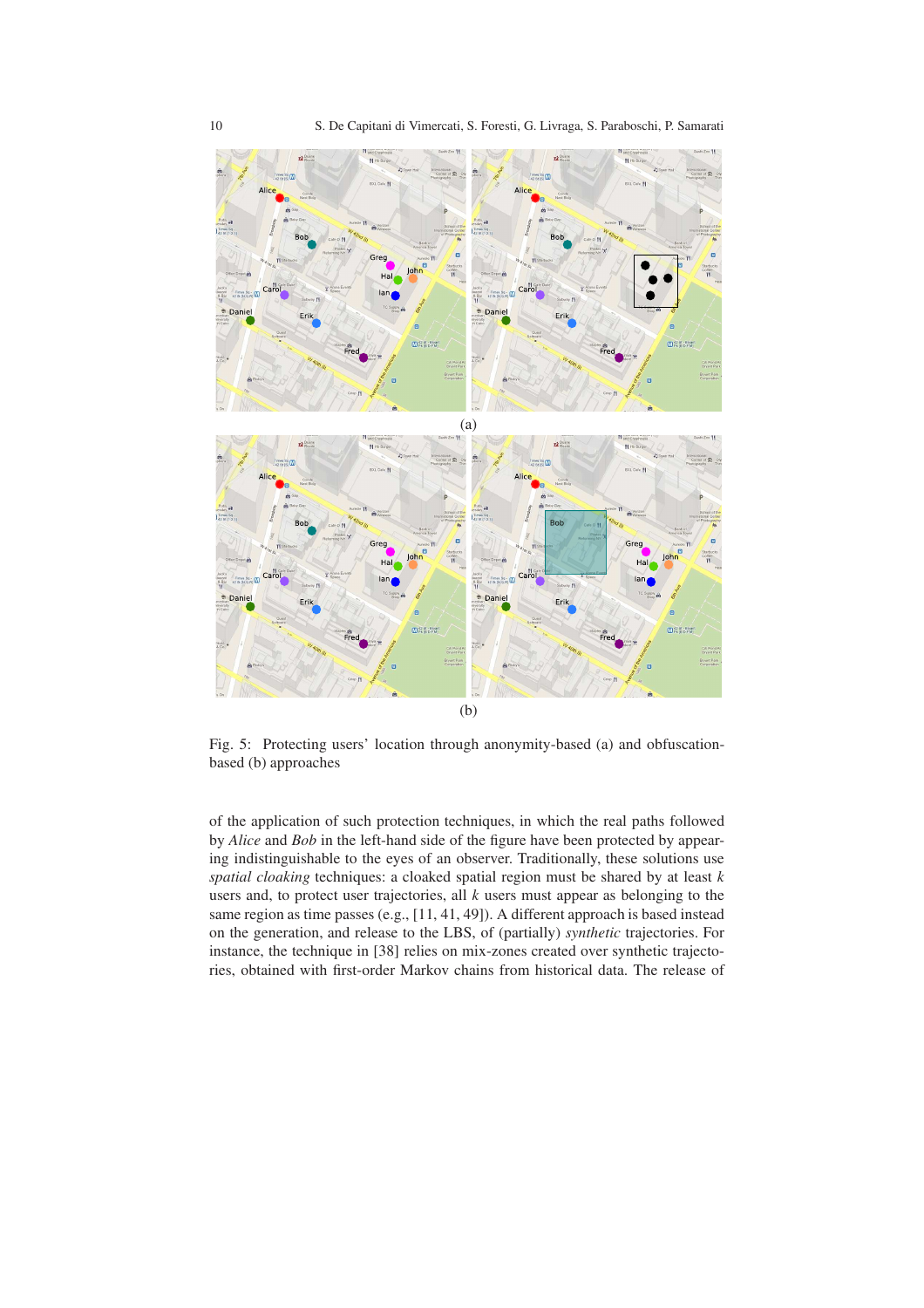(a)

(b)

Fig. 5: Protecting users' location through anonymity-based (a) and obfuscation-based (b) approaches

of the application of such protection techniques, in which the real paths followed by *Alice* and *Bob* in the left-hand side of the figure have been protected by appearing indistinguishable to the eyes of an observer. Traditionally, these solutions use *spatial cloaking* techniques: a cloaked spatial region must be shared by at least $k$ users and, to protect user trajectories, all $k$ users must appear as belonging to the same region as time passes (e.g., [11, 41, 49]). A different approach is based instead on the generation, and release to the LBS, of (partially) *synthetic* trajectories. For instance, the technique in [38] relies on mix-zones created over synthetic trajectories, obtained with first-order Markov chains from historical data. The release of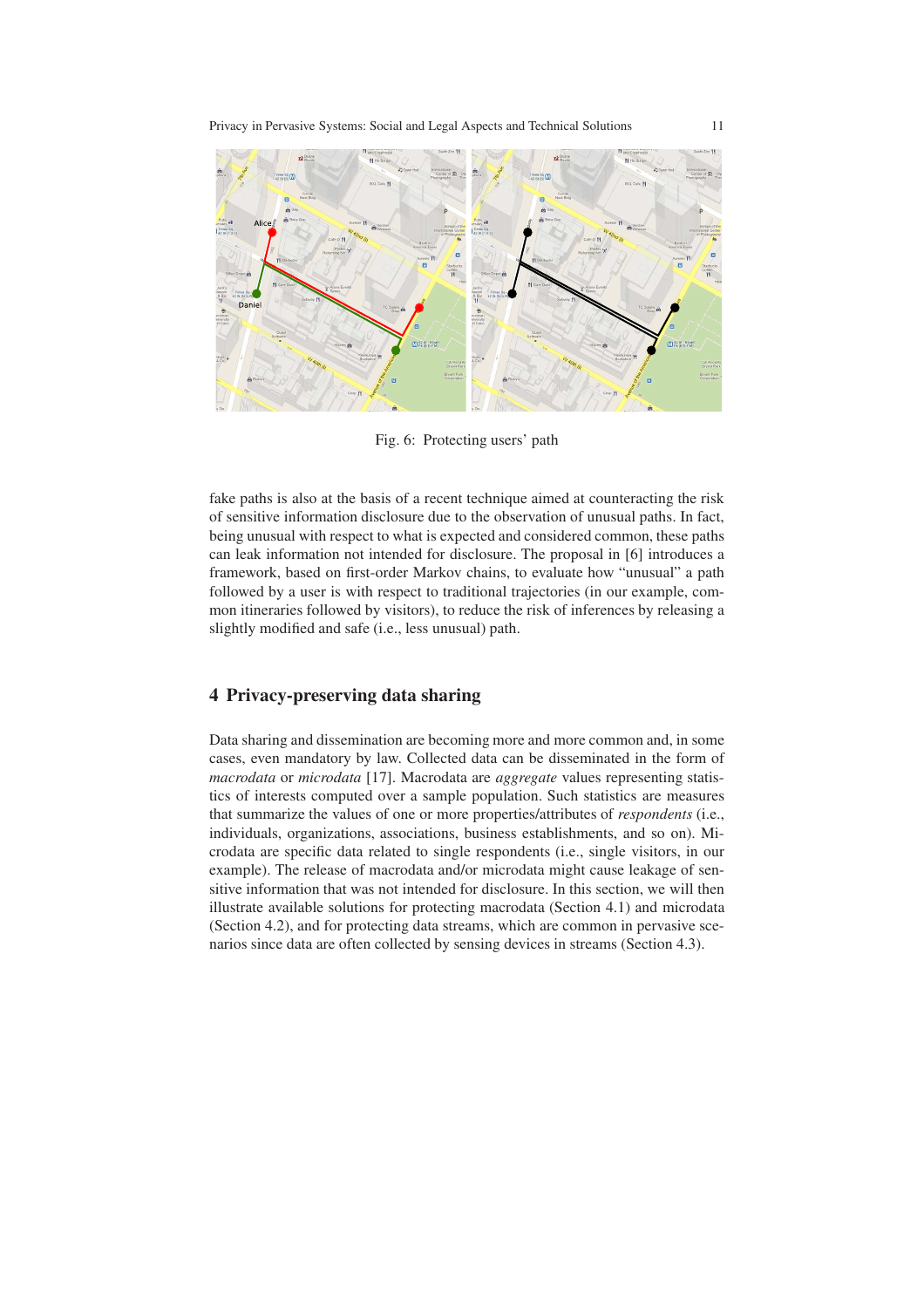Fig. 6: Protecting users' path

fake paths is also at the basis of a recent technique aimed at counteracting the risk of sensitive information disclosure due to the observation of unusual paths. In fact, being unusual with respect to what is expected and considered common, these paths can leak information not intended for disclosure. The proposal in [6] introduces a framework, based on first-order Markov chains, to evaluate how "unusual" a path followed by a user is with respect to traditional trajectories (in our example, common itineraries followed by visitors), to reduce the risk of inferences by releasing a slightly modified and safe (i.e., less unusual) path.

## 4 Privacy-preserving data sharing

Data sharing and dissemination are becoming more and more common and, in some cases, even mandatory by law. Collected data can be disseminated in the form of *macrodata* or *microdata* [17]. Macrodata are *aggregate* values representing statistics of interests computed over a sample population. Such statistics are measures that summarize the values of one or more properties/attributes of *respondents* (i.e., individuals, organizations, associations, business establishments, and so on). Microdata are specific data related to single respondents (i.e., single visitors, in our example). The release of macrodata and/or microdata might cause leakage of sensitive information that was not intended for disclosure. In this section, we will then illustrate available solutions for protecting macrodata (Section 4.1) and microdata (Section 4.2), and for protecting data streams, which are common in pervasive scenarios since data are often collected by sensing devices in streams (Section 4.3).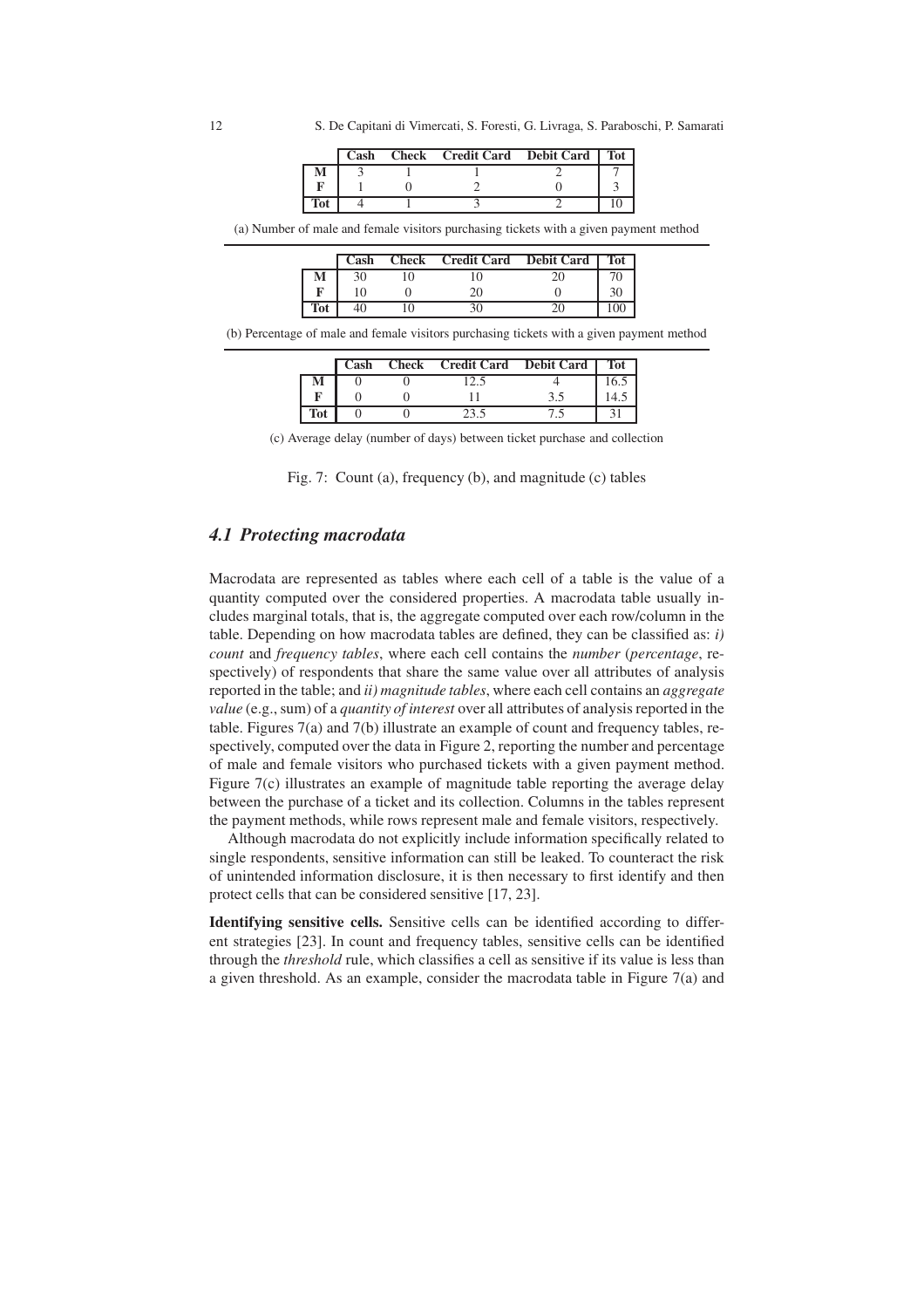|  | Cash | Check | Credit Card | Debit Card | Tot |
|---|---|---|---|---|---|
| **M** | 3 | 1 | 1 | 2 | 7 |
| **F** | 1 | 0 | 2 | 0 | 3 |
| **Tot** | 4 | 1 | 3 | 2 | 10 |

(a) Number of male and female visitors purchasing tickets with a given payment method

|  | Cash | Check | Credit Card | Debit Card | Tot |
|---|---|---|---|---|---|
| **M** | 30 | 10 | 10 | 20 | 70 |
| **F** | 10 | 0 | 20 | 0 | 30 |
| **Tot** | 40 | 10 | 30 | 20 | 100 |

(b) Percentage of male and female visitors purchasing tickets with a given payment method

|  | Cash | Check | Credit Card | Debit Card | Tot |
|---|---|---|---|---|---|
| **M** | 0 | 0 | 12.5 | 4 | 16.5 |
| **F** | 0 | 0 | 11 | 3.5 | 14.5 |
| **Tot** | 0 | 0 | 23.5 | 7.5 | 31 |

(c) Average delay (number of days) between ticket purchase and collection

Fig. 7: Count (a), frequency (b), and magnitude (c) tables

### *4.1 Protecting macrodata*

Macrodata are represented as tables where each cell of a table is the value of a quantity computed over the considered properties. A macrodata table usually includes marginal totals, that is, the aggregate computed over each row/column in the table. Depending on how macrodata tables are defined, they can be classified as: *i) count* and *frequency tables*, where each cell contains the *number* (*percentage*, respectively) of respondents that share the same value over all attributes of analysis reported in the table; and *ii) magnitude tables*, where each cell contains an *aggregate value* (e.g., sum) of a *quantity of interest* over all attributes of analysis reported in the table. Figures 7(a) and 7(b) illustrate an example of count and frequency tables, respectively, computed over the data in Figure 2, reporting the number and percentage of male and female visitors who purchased tickets with a given payment method. Figure 7(c) illustrates an example of magnitude table reporting the average delay between the purchase of a ticket and its collection. Columns in the tables represent the payment methods, while rows represent male and female visitors, respectively.

Although macrodata do not explicitly include information specifically related to single respondents, sensitive information can still be leaked. To counteract the risk of unintended information disclosure, it is then necessary to first identify and then protect cells that can be considered sensitive [17, 23].

**Identifying sensitive cells.** Sensitive cells can be identified according to different strategies [23]. In count and frequency tables, sensitive cells can be identified through the *threshold* rule, which classifies a cell as sensitive if its value is less than a given threshold. As an example, consider the macrodata table in Figure 7(a) and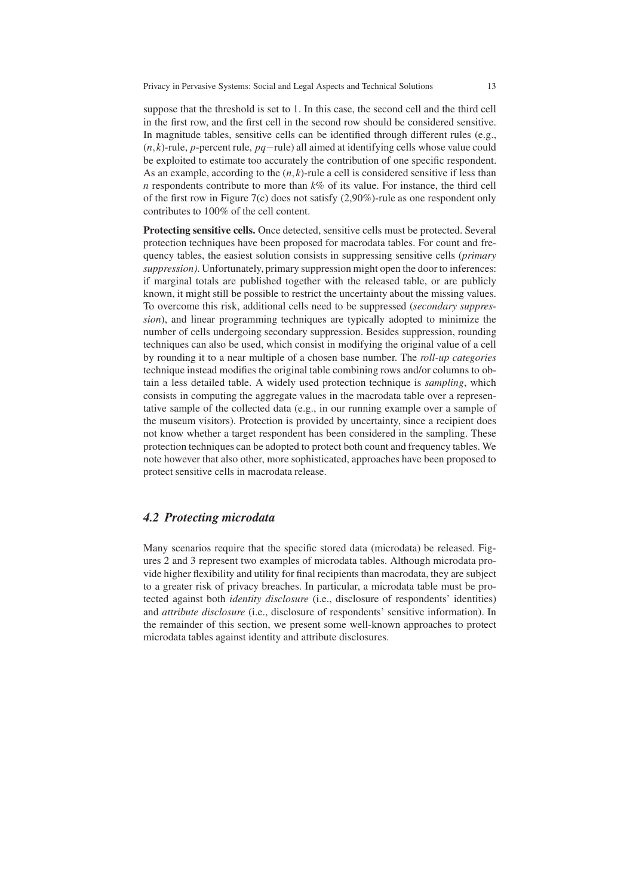suppose that the threshold is set to 1. In this case, the second cell and the third cell in the first row, and the first cell in the second row should be considered sensitive. In magnitude tables, sensitive cells can be identified through different rules (e.g., $(n,k)$-rule, $p$-percent rule, $pq-$rule) all aimed at identifying cells whose value could be exploited to estimate too accurately the contribution of one specific respondent. As an example, according to the $(n,k)$-rule a cell is considered sensitive if less than $n$ respondents contribute to more than $k$% of its value. For instance, the third cell of the first row in Figure 7(c) does not satisfy (2,90%)-rule as one respondent only contributes to 100% of the cell content.

**Protecting sensitive cells.** Once detected, sensitive cells must be protected. Several protection techniques have been proposed for macrodata tables. For count and frequency tables, the easiest solution consists in suppressing sensitive cells (*primary suppression)*. Unfortunately, primary suppression might open the door to inferences: if marginal totals are published together with the released table, or are publicly known, it might still be possible to restrict the uncertainty about the missing values. To overcome this risk, additional cells need to be suppressed (*secondary suppression*), and linear programming techniques are typically adopted to minimize the number of cells undergoing secondary suppression. Besides suppression, rounding techniques can also be used, which consist in modifying the original value of a cell by rounding it to a near multiple of a chosen base number. The *roll-up categories* technique instead modifies the original table combining rows and/or columns to obtain a less detailed table. A widely used protection technique is *sampling*, which consists in computing the aggregate values in the macrodata table over a representative sample of the collected data (e.g., in our running example over a sample of the museum visitors). Protection is provided by uncertainty, since a recipient does not know whether a target respondent has been considered in the sampling. These protection techniques can be adopted to protect both count and frequency tables. We note however that also other, more sophisticated, approaches have been proposed to protect sensitive cells in macrodata release.

### *4.2 Protecting microdata*

Many scenarios require that the specific stored data (microdata) be released. Figures 2 and 3 represent two examples of microdata tables. Although microdata provide higher flexibility and utility for final recipients than macrodata, they are subject to a greater risk of privacy breaches. In particular, a microdata table must be protected against both *identity disclosure* (i.e., disclosure of respondents' identities) and *attribute disclosure* (i.e., disclosure of respondents' sensitive information). In the remainder of this section, we present some well-known approaches to protect microdata tables against identity and attribute disclosures.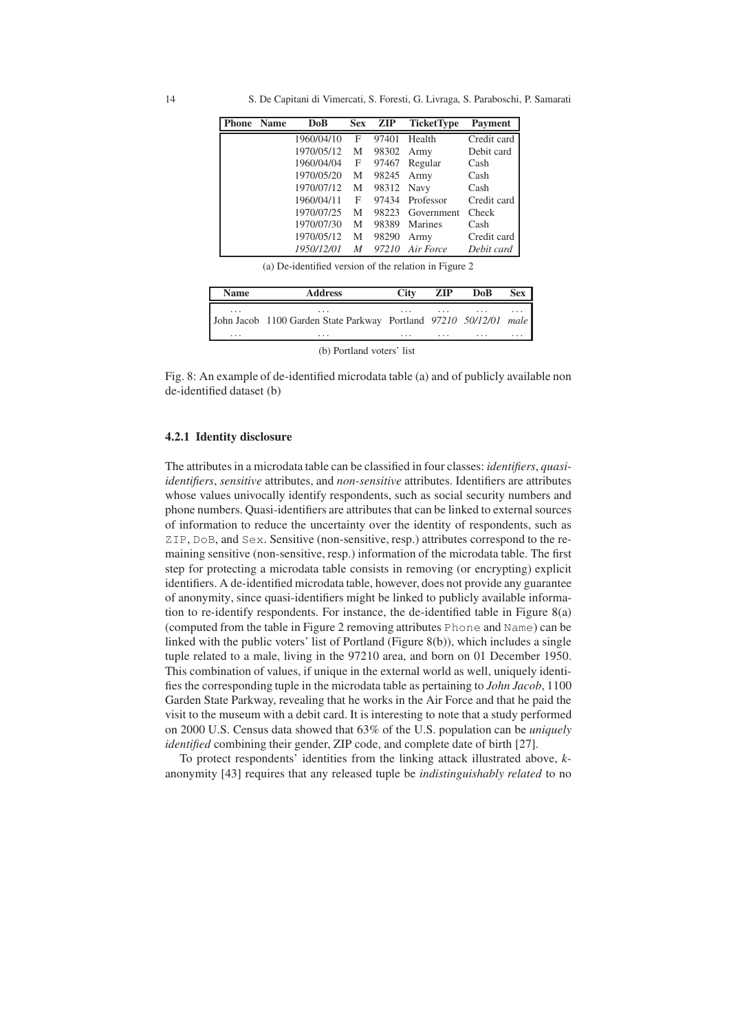| Phone | Name | DoB | Sex | ZIP | TicketType | Payment |
|---|---|---|---|---|---|---|
| | | 1960/04/10 | F | 97401 | Health | Credit card |
| | | 1970/05/12 | M | 98302 | Army | Debit card |
| | | 1960/04/04 | F | 97467 | Regular | Cash |
| | | 1970/05/20 | M | 98245 | Army | Cash |
| | | 1970/07/12 | M | 98312 | Navy | Cash |
| | | 1960/04/11 | F | 97434 | Professor | Credit card |
| | | 1970/07/25 | M | 98223 | Government | Check |
| | | 1970/07/30 | M | 98389 | Marines | Cash |
| | | 1970/05/12 | M | 98290 | Army | Credit card |
| | | *1950/12/01* | *M* | *97210* | *Air Force* | *Debit card* |

(a) De-identified version of the relation in Figure 2

| Name | Address | City | ZIP | DoB | Sex |
|---|---|---|---|---|---|
| ... | ... | ... | ... | ... | ... |
| John Jacob | 1100 Garden State Parkway | Portland | *97210* | *50/12/01* | *male* |
| ... | ... | ... | ... | ... | ... |

(b) Portland voters' list

Fig. 8: An example of de-identified microdata table (a) and of publicly available non de-identified dataset (b)

### 4.2.1 Identity disclosure

The attributes in a microdata table can be classified in four classes: *identifiers*, *quasi-identifiers*, *sensitive* attributes, and *non-sensitive* attributes. Identifiers are attributes whose values univocally identify respondents, such as social security numbers and phone numbers. Quasi-identifiers are attributes that can be linked to external sources of information to reduce the uncertainty over the identity of respondents, such as ZIP, DoB, and Sex. Sensitive (non-sensitive, resp.) attributes correspond to the remaining sensitive (non-sensitive, resp.) information of the microdata table. The first step for protecting a microdata table consists in removing (or encrypting) explicit identifiers. A de-identified microdata table, however, does not provide any guarantee of anonymity, since quasi-identifiers might be linked to publicly available information to re-identify respondents. For instance, the de-identified table in Figure 8(a) (computed from the table in Figure 2 removing attributes Phone and Name) can be linked with the public voters' list of Portland (Figure 8(b)), which includes a single tuple related to a male, living in the 97210 area, and born on 01 December 1950. This combination of values, if unique in the external world as well, uniquely identifies the corresponding tuple in the microdata table as pertaining to *John Jacob*, 1100 Garden State Parkway, revealing that he works in the Air Force and that he paid the visit to the museum with a debit card. It is interesting to note that a study performed on 2000 U.S. Census data showed that 63% of the U.S. population can be *uniquely identified* combining their gender, ZIP code, and complete date of birth [27].

To protect respondents' identities from the linking attack illustrated above, $k$-anonymity [43] requires that any released tuple be *indistinguishably related* to no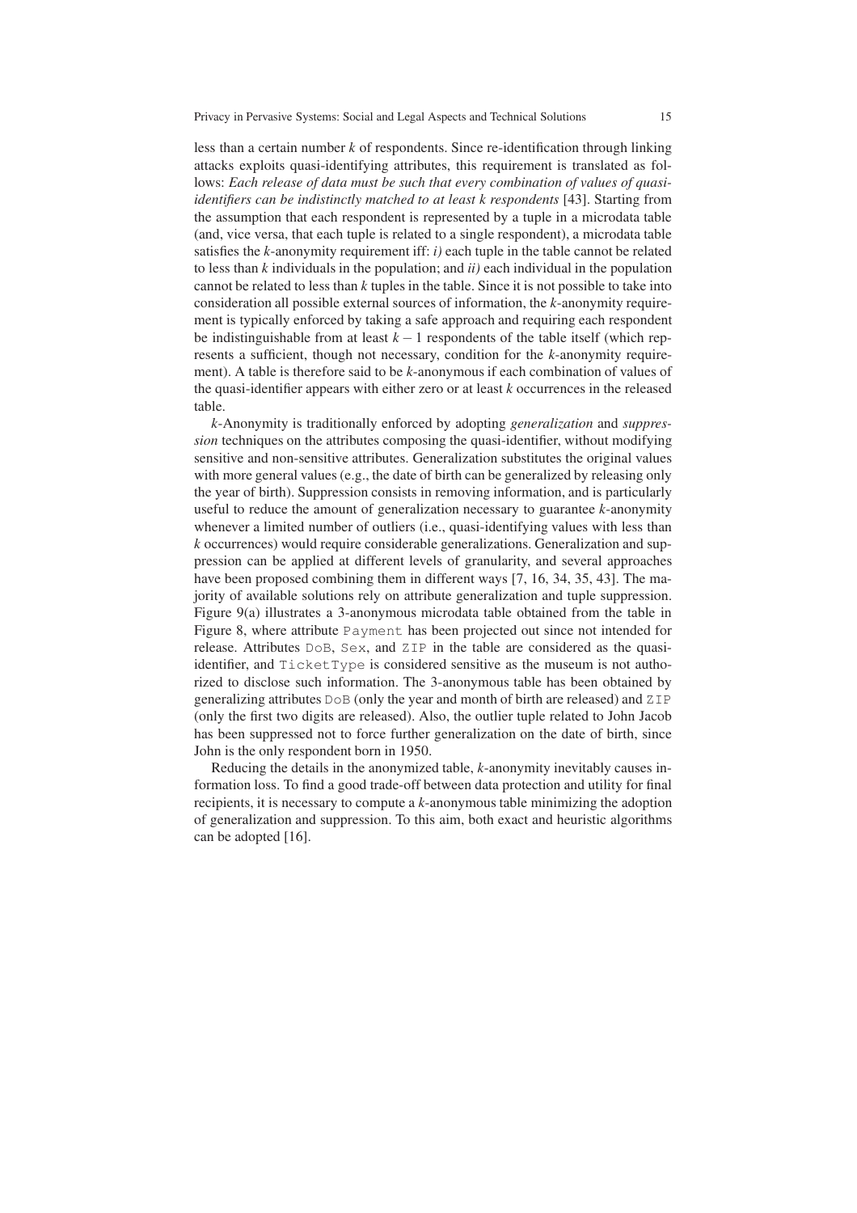less than a certain number $k$ of respondents. Since re-identification through linking attacks exploits quasi-identifying attributes, this requirement is translated as follows: *Each release of data must be such that every combination of values of quasi-identifiers can be indistinctly matched to at least k respondents* [43]. Starting from the assumption that each respondent is represented by a tuple in a microdata table (and, vice versa, that each tuple is related to a single respondent), a microdata table satisfies the $k$-anonymity requirement iff: *i)* each tuple in the table cannot be related to less than $k$ individuals in the population; and *ii)* each individual in the population cannot be related to less than $k$ tuples in the table. Since it is not possible to take into consideration all possible external sources of information, the $k$-anonymity requirement is typically enforced by taking a safe approach and requiring each respondent be indistinguishable from at least $k-1$ respondents of the table itself (which represents a sufficient, though not necessary, condition for the $k$-anonymity requirement). A table is therefore said to be $k$-anonymous if each combination of values of the quasi-identifier appears with either zero or at least $k$ occurrences in the released table.

$k$-Anonymity is traditionally enforced by adopting *generalization* and *suppression* techniques on the attributes composing the quasi-identifier, without modifying sensitive and non-sensitive attributes. Generalization substitutes the original values with more general values (e.g., the date of birth can be generalized by releasing only the year of birth). Suppression consists in removing information, and is particularly useful to reduce the amount of generalization necessary to guarantee $k$-anonymity whenever a limited number of outliers (i.e., quasi-identifying values with less than $k$ occurrences) would require considerable generalizations. Generalization and suppression can be applied at different levels of granularity, and several approaches have been proposed combining them in different ways [7, 16, 34, 35, 43]. The majority of available solutions rely on attribute generalization and tuple suppression. Figure 9(a) illustrates a 3-anonymous microdata table obtained from the table in Figure 8, where attribute `Payment` has been projected out since not intended for release. Attributes `DoB`, `Sex`, and `ZIP` in the table are considered as the quasi-identifier, and `TicketType` is considered sensitive as the museum is not authorized to disclose such information. The 3-anonymous table has been obtained by generalizing attributes `DoB` (only the year and month of birth are released) and `ZIP` (only the first two digits are released). Also, the outlier tuple related to John Jacob has been suppressed not to force further generalization on the date of birth, since John is the only respondent born in 1950.

Reducing the details in the anonymized table, $k$-anonymity inevitably causes information loss. To find a good trade-off between data protection and utility for final recipients, it is necessary to compute a $k$-anonymous table minimizing the adoption of generalization and suppression. To this aim, both exact and heuristic algorithms can be adopted [16].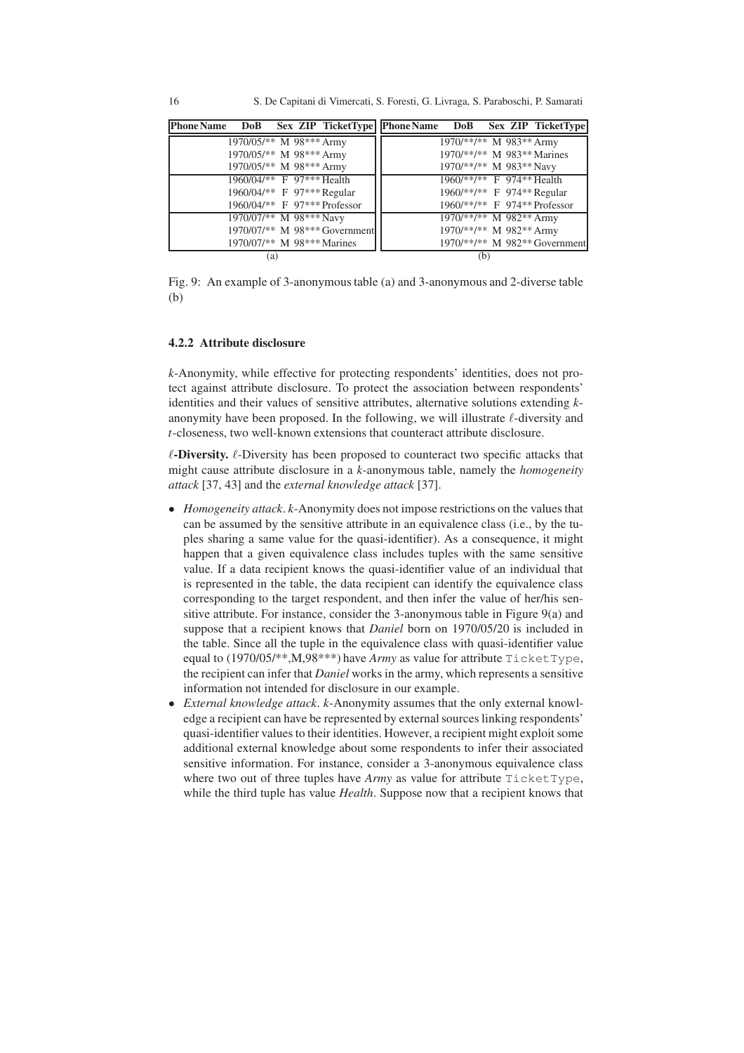| Phone | Name | DoB | Sex | ZIP | TicketType |
|---|---|---|---|---|---|
| | | 1970/05/** | M | 98*** | Army |
| | | 1970/05/** | M | 98*** | Army |
| | | 1970/05/** | M | 98*** | Army |
| | | 1960/04/** | F | 97*** | Health |
| | | 1960/04/** | F | 97*** | Regular |
| | | 1960/04/** | F | 97*** | Professor |
| | | 1970/07/** | M | 98*** | Navy |
| | | 1970/07/** | M | 98*** | Government |
| | | 1970/07/** | M | 98*** | Marines |

(a)

| Phone | Name | DoB | Sex | ZIP | TicketType |
|---|---|---|---|---|---|
| | | 1970/**/** | M | 983** | Army |
| | | 1970/**/** | M | 983** | Marines |
| | | 1970/**/** | M | 983** | Navy |
| | | 1960/**/** | F | 974** | Health |
| | | 1960/**/** | F | 974** | Regular |
| | | 1960/**/** | F | 974** | Professor |
| | | 1970/**/** | M | 982** | Army |
| | | 1970/**/** | M | 982** | Army |
| | | 1970/**/** | M | 982** | Government |

(b)

Fig. 9: An example of 3-anonymous table (a) and 3-anonymous and 2-diverse table (b)

#### 4.2.2 Attribute disclosure

*k*-Anonymity, while effective for protecting respondents' identities, does not protect against attribute disclosure. To protect the association between respondents' identities and their values of sensitive attributes, alternative solutions extending *k*-anonymity have been proposed. In the following, we will illustrate $\ell$-diversity and *t*-closeness, two well-known extensions that counteract attribute disclosure.

**$\ell$-Diversity.** $\ell$-Diversity has been proposed to counteract two specific attacks that might cause attribute disclosure in a *k*-anonymous table, namely the *homogeneity attack* [37, 43] and the *external knowledge attack* [37].

- *Homogeneity attack*. *k*-Anonymity does not impose restrictions on the values that can be assumed by the sensitive attribute in an equivalence class (i.e., by the tuples sharing a same value for the quasi-identifier). As a consequence, it might happen that a given equivalence class includes tuples with the same sensitive value. If a data recipient knows the quasi-identifier value of an individual that is represented in the table, the data recipient can identify the equivalence class corresponding to the target respondent, and then infer the value of her/his sensitive attribute. For instance, consider the 3-anonymous table in Figure 9(a) and suppose that a recipient knows that *Daniel* born on 1970/05/20 is included in the table. Since all the tuple in the equivalence class with quasi-identifier value equal to (1970/05/**,M,98***) have *Army* as value for attribute `TicketType`, the recipient can infer that *Daniel* works in the army, which represents a sensitive information not intended for disclosure in our example.
- *External knowledge attack*. *k*-Anonymity assumes that the only external knowledge a recipient can have be represented by external sources linking respondents' quasi-identifier values to their identities. However, a recipient might exploit some additional external knowledge about some respondents to infer their associated sensitive information. For instance, consider a 3-anonymous equivalence class where two out of three tuples have *Army* as value for attribute `TicketType`, while the third tuple has value *Health*. Suppose now that a recipient knows that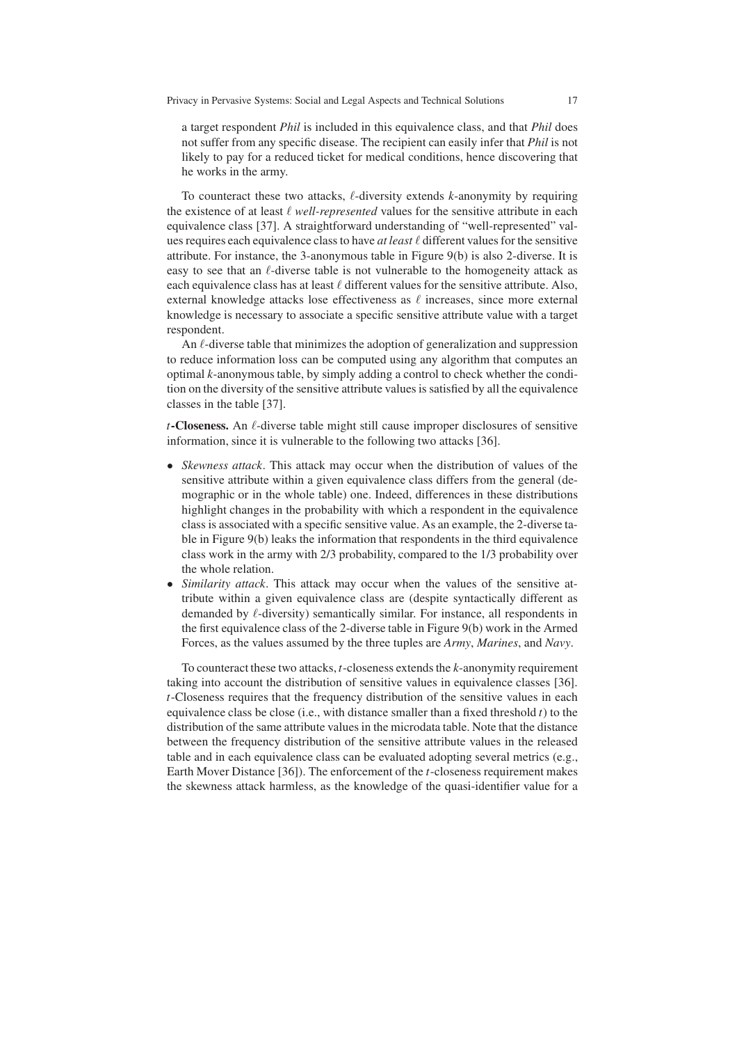a target respondent *Phil* is included in this equivalence class, and that *Phil* does not suffer from any specific disease. The recipient can easily infer that *Phil* is not likely to pay for a reduced ticket for medical conditions, hence discovering that he works in the army.

To counteract these two attacks, $\ell$-diversity extends $k$-anonymity by requiring the existence of at least $\ell$ *well-represented* values for the sensitive attribute in each equivalence class [37]. A straightforward understanding of "well-represented" values requires each equivalence class to have *at least* $\ell$ different values for the sensitive attribute. For instance, the 3-anonymous table in Figure 9(b) is also 2-diverse. It is easy to see that an $\ell$-diverse table is not vulnerable to the homogeneity attack as each equivalence class has at least $\ell$ different values for the sensitive attribute. Also, external knowledge attacks lose effectiveness as $\ell$ increases, since more external knowledge is necessary to associate a specific sensitive attribute value with a target respondent.

An $\ell$-diverse table that minimizes the adoption of generalization and suppression to reduce information loss can be computed using any algorithm that computes an optimal $k$-anonymous table, by simply adding a control to check whether the condition on the diversity of the sensitive attribute values is satisfied by all the equivalence classes in the table [37].

**$t$-Closeness.** An $\ell$-diverse table might still cause improper disclosures of sensitive information, since it is vulnerable to the following two attacks [36].

- *Skewness attack*. This attack may occur when the distribution of values of the sensitive attribute within a given equivalence class differs from the general (demographic or in the whole table) one. Indeed, differences in these distributions highlight changes in the probability with which a respondent in the equivalence class is associated with a specific sensitive value. As an example, the 2-diverse table in Figure 9(b) leaks the information that respondents in the third equivalence class work in the army with 2/3 probability, compared to the 1/3 probability over the whole relation.
- *Similarity attack*. This attack may occur when the values of the sensitive attribute within a given equivalence class are (despite syntactically different as demanded by $\ell$-diversity) semantically similar. For instance, all respondents in the first equivalence class of the 2-diverse table in Figure 9(b) work in the Armed Forces, as the values assumed by the three tuples are *Army*, *Marines*, and *Navy*.

To counteract these two attacks, $t$-closeness extends the $k$-anonymity requirement taking into account the distribution of sensitive values in equivalence classes [36]. $t$-Closeness requires that the frequency distribution of the sensitive values in each equivalence class be close (i.e., with distance smaller than a fixed threshold $t$) to the distribution of the same attribute values in the microdata table. Note that the distance between the frequency distribution of the sensitive attribute values in the released table and in each equivalence class can be evaluated adopting several metrics (e.g., Earth Mover Distance [36]). The enforcement of the $t$-closeness requirement makes the skewness attack harmless, as the knowledge of the quasi-identifier value for a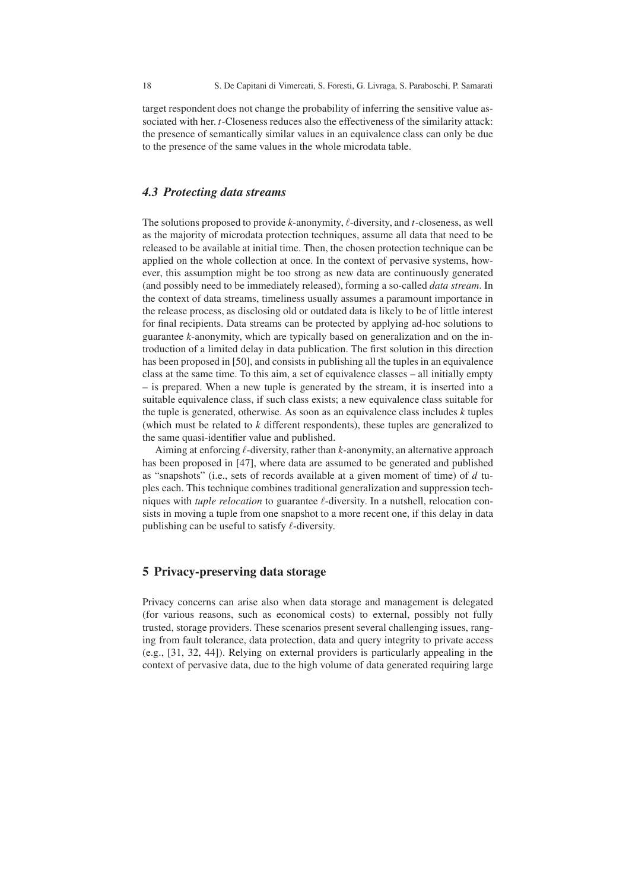target respondent does not change the probability of inferring the sensitive value associated with her. $t$-Closeness reduces also the effectiveness of the similarity attack: the presence of semantically similar values in an equivalence class can only be due to the presence of the same values in the whole microdata table.

### *4.3 Protecting data streams*

The solutions proposed to provide $k$-anonymity, $\ell$-diversity, and $t$-closeness, as well as the majority of microdata protection techniques, assume all data that need to be released to be available at initial time. Then, the chosen protection technique can be applied on the whole collection at once. In the context of pervasive systems, however, this assumption might be too strong as new data are continuously generated (and possibly need to be immediately released), forming a so-called *data stream*. In the context of data streams, timeliness usually assumes a paramount importance in the release process, as disclosing old or outdated data is likely to be of little interest for final recipients. Data streams can be protected by applying ad-hoc solutions to guarantee $k$-anonymity, which are typically based on generalization and on the introduction of a limited delay in data publication. The first solution in this direction has been proposed in [50], and consists in publishing all the tuples in an equivalence class at the same time. To this aim, a set of equivalence classes – all initially empty – is prepared. When a new tuple is generated by the stream, it is inserted into a suitable equivalence class, if such class exists; a new equivalence class suitable for the tuple is generated, otherwise. As soon as an equivalence class includes $k$ tuples (which must be related to $k$ different respondents), these tuples are generalized to the same quasi-identifier value and published.

Aiming at enforcing $\ell$-diversity, rather than $k$-anonymity, an alternative approach has been proposed in [47], where data are assumed to be generated and published as "snapshots" (i.e., sets of records available at a given moment of time) of $d$ tuples each. This technique combines traditional generalization and suppression techniques with *tuple relocation* to guarantee $\ell$-diversity. In a nutshell, relocation consists in moving a tuple from one snapshot to a more recent one, if this delay in data publishing can be useful to satisfy $\ell$-diversity.

## 5 Privacy-preserving data storage

Privacy concerns can arise also when data storage and management is delegated (for various reasons, such as economical costs) to external, possibly not fully trusted, storage providers. These scenarios present several challenging issues, ranging from fault tolerance, data protection, data and query integrity to private access (e.g., [31, 32, 44]). Relying on external providers is particularly appealing in the context of pervasive data, due to the high volume of data generated requiring large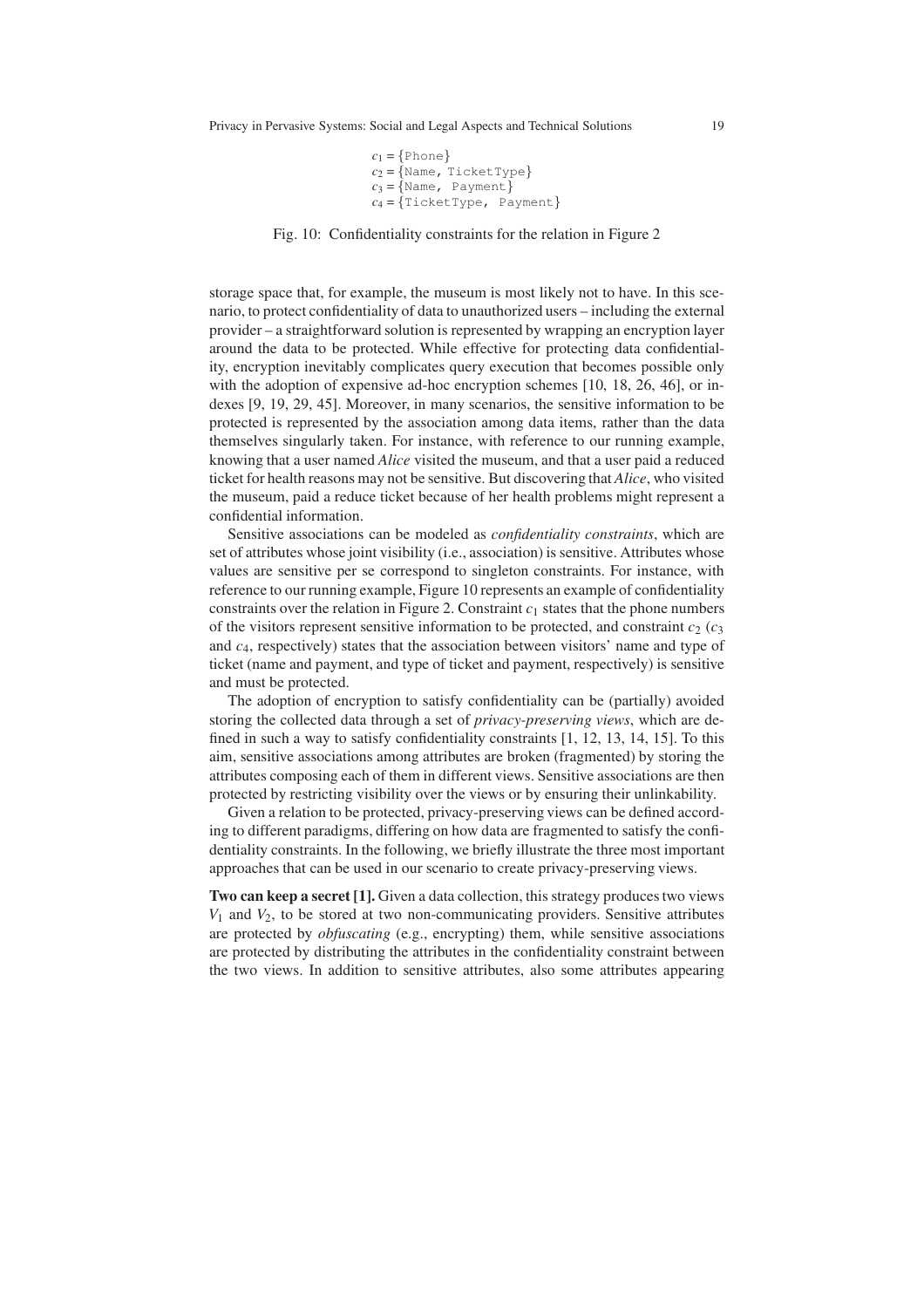$c_1 = \{$Phone$\}$
$c_2 = \{$Name, TicketType$\}$
$c_3 = \{$Name, Payment$\}$
$c_4 = \{$TicketType, Payment$\}$

Fig. 10: Confidentiality constraints for the relation in Figure 2

storage space that, for example, the museum is most likely not to have. In this scenario, to protect confidentiality of data to unauthorized users – including the external provider – a straightforward solution is represented by wrapping an encryption layer around the data to be protected. While effective for protecting data confidentiality, encryption inevitably complicates query execution that becomes possible only with the adoption of expensive ad-hoc encryption schemes [10, 18, 26, 46], or indexes [9, 19, 29, 45]. Moreover, in many scenarios, the sensitive information to be protected is represented by the association among data items, rather than the data themselves singularly taken. For instance, with reference to our running example, knowing that a user named *Alice* visited the museum, and that a user paid a reduced ticket for health reasons may not be sensitive. But discovering that *Alice*, who visited the museum, paid a reduce ticket because of her health problems might represent a confidential information.

Sensitive associations can be modeled as *confidentiality constraints*, which are set of attributes whose joint visibility (i.e., association) is sensitive. Attributes whose values are sensitive per se correspond to singleton constraints. For instance, with reference to our running example, Figure 10 represents an example of confidentiality constraints over the relation in Figure 2. Constraint $c_1$ states that the phone numbers of the visitors represent sensitive information to be protected, and constraint $c_2$ ($c_3$ and $c_4$, respectively) states that the association between visitors' name and type of ticket (name and payment, and type of ticket and payment, respectively) is sensitive and must be protected.

The adoption of encryption to satisfy confidentiality can be (partially) avoided storing the collected data through a set of *privacy-preserving views*, which are defined in such a way to satisfy confidentiality constraints [1, 12, 13, 14, 15]. To this aim, sensitive associations among attributes are broken (fragmented) by storing the attributes composing each of them in different views. Sensitive associations are then protected by restricting visibility over the views or by ensuring their unlinkability.

Given a relation to be protected, privacy-preserving views can be defined according to different paradigms, differing on how data are fragmented to satisfy the confidentiality constraints. In the following, we briefly illustrate the three most important approaches that can be used in our scenario to create privacy-preserving views.

**Two can keep a secret [1].** Given a data collection, this strategy produces two views $V_1$ and $V_2$, to be stored at two non-communicating providers. Sensitive attributes are protected by *obfuscating* (e.g., encrypting) them, while sensitive associations are protected by distributing the attributes in the confidentiality constraint between the two views. In addition to sensitive attributes, also some attributes appearing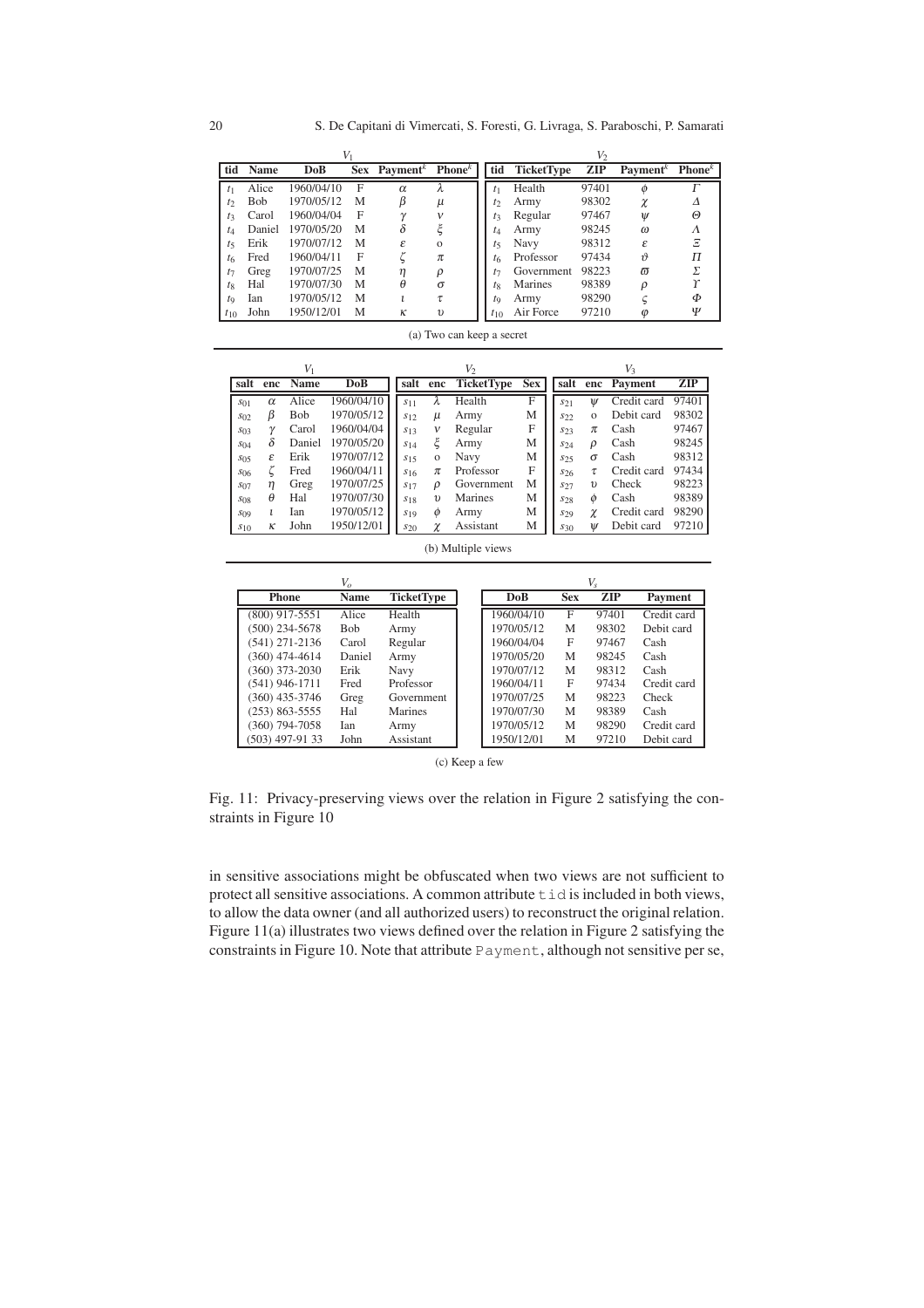(a) Two can keep a secret

| $V_1$ | | | | | | | $V_2$ | | | | |
|---|---|---|---|---|---|---|---|---|---|---|---|
| **tid** | **Name** | **DoB** | **Sex** | **Payment$^k$** | **Phone$^k$** | **tid** | **TicketType** | **ZIP** | **Payment$^k$** | **Phone$^k$** |
| $t_1$ | Alice | 1960/04/10 | F | $\alpha$ | $\lambda$ | $t_1$ | Health | 97401 | $\phi$ | $\Gamma$ |
| $t_2$ | Bob | 1970/05/12 | M | $\beta$ | $\mu$ | $t_2$ | Army | 98302 | $\chi$ | $\Delta$ |
| $t_3$ | Carol | 1960/04/04 | F | $\gamma$ | $\nu$ | $t_3$ | Regular | 97467 | $\psi$ | $\Theta$ |
| $t_4$ | Daniel | 1970/05/20 | M | $\delta$ | $\xi$ | $t_4$ | Army | 98245 | $\omega$ | $\Lambda$ |
| $t_5$ | Erik | 1970/07/12 | M | $\varepsilon$ | o | $t_5$ | Navy | 98312 | $\varepsilon$ | $\Xi$ |
| $t_6$ | Fred | 1960/04/11 | F | $\zeta$ | $\pi$ | $t_6$ | Professor | 97434 | $\vartheta$ | $\Pi$ |
| $t_7$ | Greg | 1970/07/25 | M | $\eta$ | $\rho$ | $t_7$ | Government | 98223 | $\varpi$ | $\Sigma$ |
| $t_8$ | Hal | 1970/07/30 | M | $\theta$ | $\sigma$ | $t_8$ | Marines | 98389 | $\rho$ | $\Upsilon$ |
| $t_9$ | Ian | 1970/05/12 | M | $\iota$ | $\tau$ | $t_9$ | Army | 98290 | $\varsigma$ | $\Phi$ |
| $t_{10}$ | John | 1950/12/01 | M | $\kappa$ | $\upsilon$ | $t_{10}$ | Air Force | 97210 | $\varphi$ | $\Psi$ |

(b) Multiple views

| $V_1$ | | | | $V_2$ | | | | $V_3$ | | | |
|---|---|---|---|---|---|---|---|---|---|---|---|
| **salt** | **enc** | **Name** | **DoB** | **salt** | **enc** | **TicketType** | **Sex** | **salt** | **enc** | **Payment** | **ZIP** |
| $s_{01}$ | $\alpha$ | Alice | 1960/04/10 | $s_{11}$ | $\lambda$ | Health | F | $s_{21}$ | $\psi$ | Credit card | 97401 |
| $s_{02}$ | $\beta$ | Bob | 1970/05/12 | $s_{12}$ | $\mu$ | Army | M | $s_{22}$ | o | Debit card | 98302 |
| $s_{03}$ | $\gamma$ | Carol | 1960/04/04 | $s_{13}$ | $\nu$ | Regular | F | $s_{23}$ | $\pi$ | Cash | 97467 |
| $s_{04}$ | $\delta$ | Daniel | 1970/05/20 | $s_{14}$ | $\xi$ | Army | M | $s_{24}$ | $\rho$ | Cash | 98245 |
| $s_{05}$ | $\varepsilon$ | Erik | 1970/07/12 | $s_{15}$ | o | Navy | M | $s_{25}$ | $\sigma$ | Cash | 98312 |
| $s_{06}$ | $\zeta$ | Fred | 1960/04/11 | $s_{16}$ | $\pi$ | Professor | F | $s_{26}$ | $\tau$ | Credit card | 97434 |
| $s_{07}$ | $\eta$ | Greg | 1970/07/25 | $s_{17}$ | $\rho$ | Government | M | $s_{27}$ | $\upsilon$ | Check | 98223 |
| $s_{08}$ | $\theta$ | Hal | 1970/07/30 | $s_{18}$ | $\upsilon$ | Marines | M | $s_{28}$ | $\phi$ | Cash | 98389 |
| $s_{09}$ | $\iota$ | Ian | 1970/05/12 | $s_{19}$ | $\phi$ | Army | M | $s_{29}$ | $\chi$ | Credit card | 98290 |
| $s_{10}$ | $\kappa$ | John | 1950/12/01 | $s_{20}$ | $\chi$ | Assistant | M | $s_{30}$ | $\psi$ | Debit card | 97210 |

(c) Keep a few

| $V_o$ | | | $V_s$ | | | |
|---|---|---|---|---|---|---|
| **Phone** | **Name** | **TicketType** | **DoB** | **Sex** | **ZIP** | **Payment** |
| (800) 917-5551 | Alice | Health | 1960/04/10 | F | 97401 | Credit card |
| (500) 234-5678 | Bob | Army | 1970/05/12 | M | 98302 | Debit card |
| (541) 271-2136 | Carol | Regular | 1960/04/04 | F | 97467 | Cash |
| (360) 474-4614 | Daniel | Army | 1970/05/20 | M | 98245 | Cash |
| (360) 373-2030 | Erik | Navy | 1970/07/12 | M | 98312 | Cash |
| (541) 946-1711 | Fred | Professor | 1960/04/11 | F | 97434 | Credit card |
| (360) 435-3746 | Greg | Government | 1970/07/25 | M | 98223 | Check |
| (253) 863-5555 | Hal | Marines | 1970/07/30 | M | 98389 | Cash |
| (360) 794-7058 | Ian | Army | 1970/05/12 | M | 98290 | Credit card |
| (503) 497-91 33 | John | Assistant | 1950/12/01 | M | 97210 | Debit card |

Fig. 11: Privacy-preserving views over the relation in Figure 2 satisfying the constraints in Figure 10

in sensitive associations might be obfuscated when two views are not sufficient to protect all sensitive associations. A common attribute tid is included in both views, to allow the data owner (and all authorized users) to reconstruct the original relation. Figure 11(a) illustrates two views defined over the relation in Figure 2 satisfying the constraints in Figure 10. Note that attribute Payment, although not sensitive per se,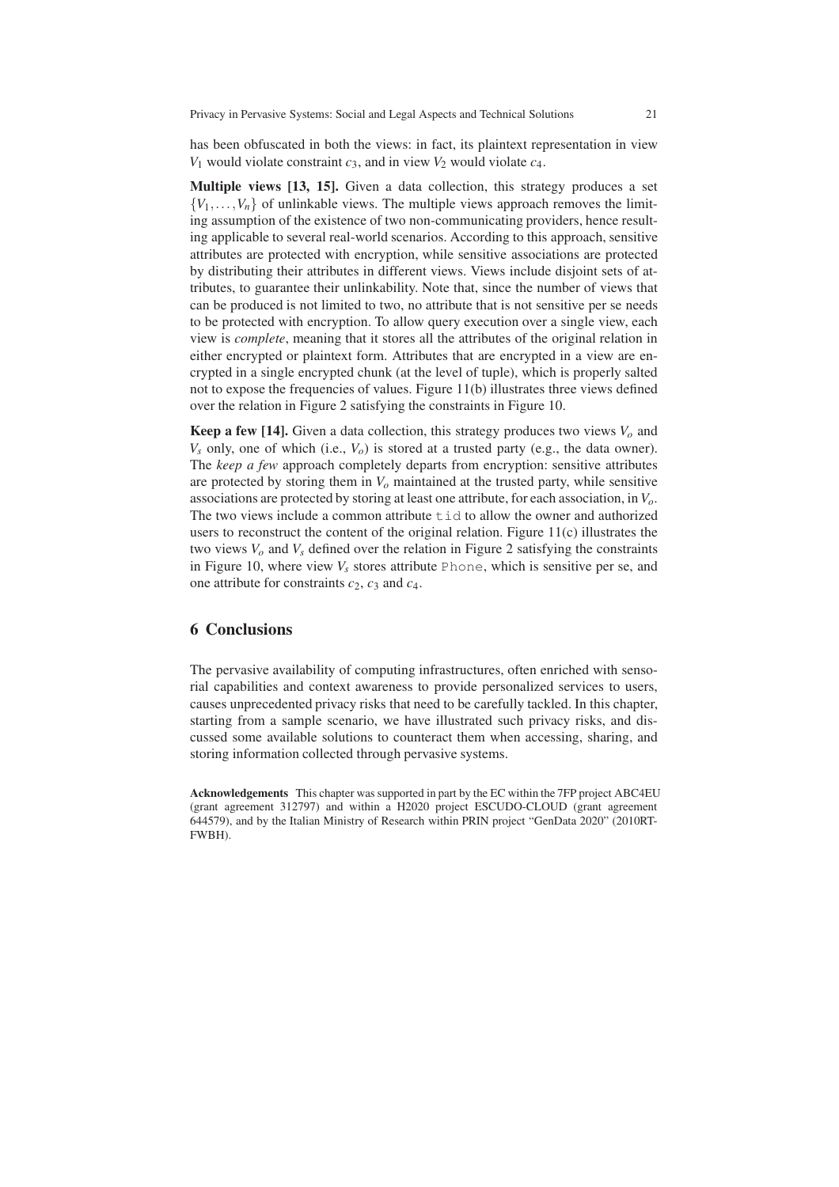has been obfuscated in both the views: in fact, its plaintext representation in view $V_1$ would violate constraint $c_3$, and in view $V_2$ would violate $c_4$.

**Multiple views [13, 15].** Given a data collection, this strategy produces a set $\{V_1, \ldots, V_n\}$ of unlinkable views. The multiple views approach removes the limiting assumption of the existence of two non-communicating providers, hence resulting applicable to several real-world scenarios. According to this approach, sensitive attributes are protected with encryption, while sensitive associations are protected by distributing their attributes in different views. Views include disjoint sets of attributes, to guarantee their unlinkability. Note that, since the number of views that can be produced is not limited to two, no attribute that is not sensitive per se needs to be protected with encryption. To allow query execution over a single view, each view is *complete*, meaning that it stores all the attributes of the original relation in either encrypted or plaintext form. Attributes that are encrypted in a view are encrypted in a single encrypted chunk (at the level of tuple), which is properly salted not to expose the frequencies of values. Figure 11(b) illustrates three views defined over the relation in Figure 2 satisfying the constraints in Figure 10.

**Keep a few [14].** Given a data collection, this strategy produces two views $V_o$ and $V_s$ only, one of which (i.e., $V_o$) is stored at a trusted party (e.g., the data owner). The *keep a few* approach completely departs from encryption: sensitive attributes are protected by storing them in $V_o$ maintained at the trusted party, while sensitive associations are protected by storing at least one attribute, for each association, in $V_o$. The two views include a common attribute `tid` to allow the owner and authorized users to reconstruct the content of the original relation. Figure 11(c) illustrates the two views $V_o$ and $V_s$ defined over the relation in Figure 2 satisfying the constraints in Figure 10, where view $V_s$ stores attribute `Phone`, which is sensitive per se, and one attribute for constraints $c_2$, $c_3$ and $c_4$.

## 6 Conclusions

The pervasive availability of computing infrastructures, often enriched with sensorial capabilities and context awareness to provide personalized services to users, causes unprecedented privacy risks that need to be carefully tackled. In this chapter, starting from a sample scenario, we have illustrated such privacy risks, and discussed some available solutions to counteract them when accessing, sharing, and storing information collected through pervasive systems.

**Acknowledgements** This chapter was supported in part by the EC within the 7FP project ABC4EU (grant agreement 312797) and within a H2020 project ESCUDO-CLOUD (grant agreement 644579), and by the Italian Ministry of Research within PRIN project "GenData 2020" (2010RT-FWBH).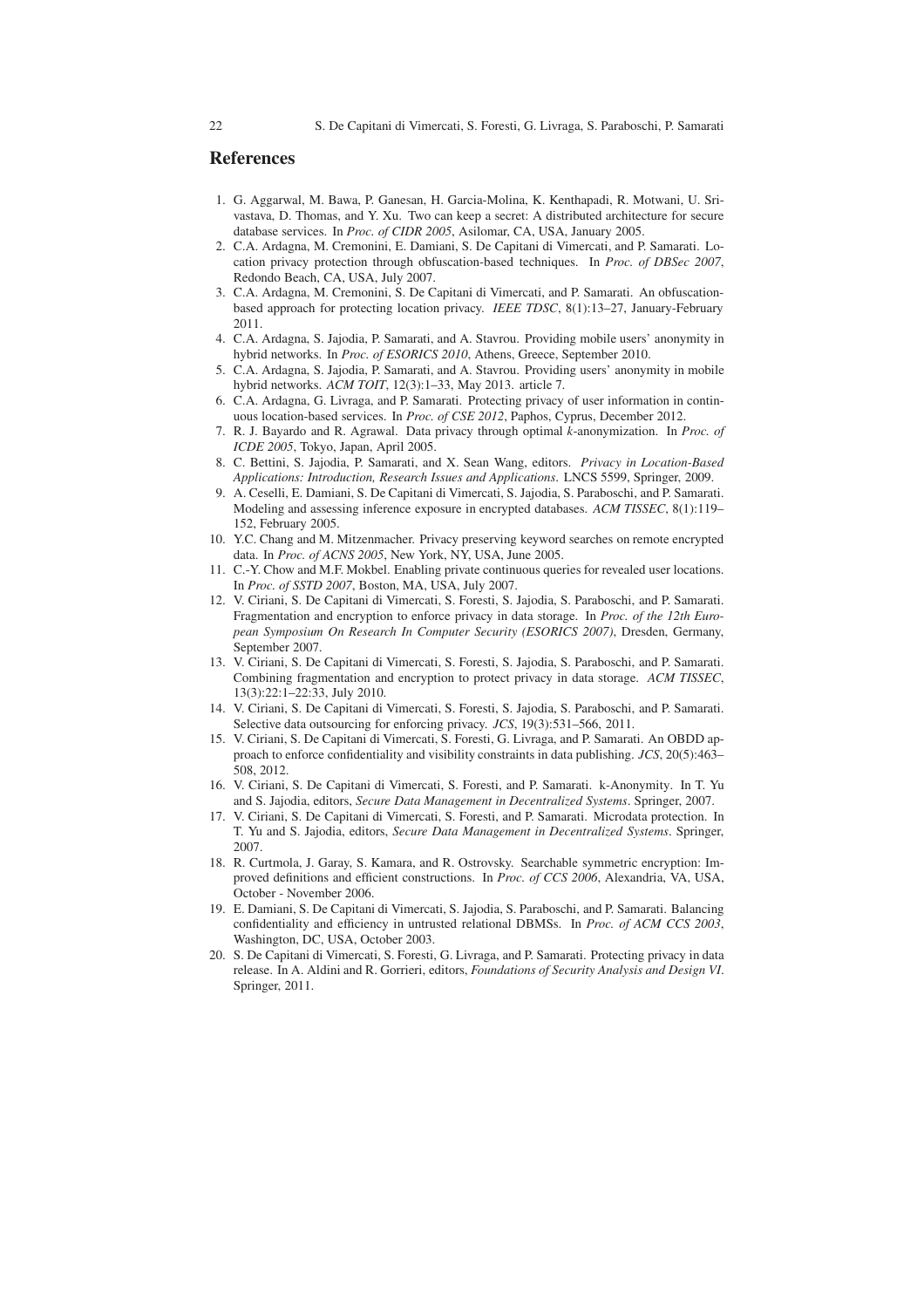## References

1. G. Aggarwal, M. Bawa, P. Ganesan, H. Garcia-Molina, K. Kenthapadi, R. Motwani, U. Srivastava, D. Thomas, and Y. Xu. Two can keep a secret: A distributed architecture for secure database services. In *Proc. of CIDR 2005*, Asilomar, CA, USA, January 2005.
2. C.A. Ardagna, M. Cremonini, E. Damiani, S. De Capitani di Vimercati, and P. Samarati. Location privacy protection through obfuscation-based techniques. In *Proc. of DBSec 2007*, Redondo Beach, CA, USA, July 2007.
3. C.A. Ardagna, M. Cremonini, S. De Capitani di Vimercati, and P. Samarati. An obfuscation-based approach for protecting location privacy. *IEEE TDSC*, 8(1):13–27, January-February 2011.
4. C.A. Ardagna, S. Jajodia, P. Samarati, and A. Stavrou. Providing mobile users' anonymity in hybrid networks. In *Proc. of ESORICS 2010*, Athens, Greece, September 2010.
5. C.A. Ardagna, S. Jajodia, P. Samarati, and A. Stavrou. Providing users' anonymity in mobile hybrid networks. *ACM TOIT*, 12(3):1–33, May 2013. article 7.
6. C.A. Ardagna, G. Livraga, and P. Samarati. Protecting privacy of user information in continuous location-based services. In *Proc. of CSE 2012*, Paphos, Cyprus, December 2012.
7. R. J. Bayardo and R. Agrawal. Data privacy through optimal *k*-anonymization. In *Proc. of ICDE 2005*, Tokyo, Japan, April 2005.
8. C. Bettini, S. Jajodia, P. Samarati, and X. Sean Wang, editors. *Privacy in Location-Based Applications: Introduction, Research Issues and Applications*. LNCS 5599, Springer, 2009.
9. A. Ceselli, E. Damiani, S. De Capitani di Vimercati, S. Jajodia, S. Paraboschi, and P. Samarati. Modeling and assessing inference exposure in encrypted databases. *ACM TISSEC*, 8(1):119–152, February 2005.
10. Y.C. Chang and M. Mitzenmacher. Privacy preserving keyword searches on remote encrypted data. In *Proc. of ACNS 2005*, New York, NY, USA, June 2005.
11. C.-Y. Chow and M.F. Mokbel. Enabling private continuous queries for revealed user locations. In *Proc. of SSTD 2007*, Boston, MA, USA, July 2007.
12. V. Ciriani, S. De Capitani di Vimercati, S. Foresti, S. Jajodia, S. Paraboschi, and P. Samarati. Fragmentation and encryption to enforce privacy in data storage. In *Proc. of the 12th European Symposium On Research In Computer Security (ESORICS 2007)*, Dresden, Germany, September 2007.
13. V. Ciriani, S. De Capitani di Vimercati, S. Foresti, S. Jajodia, S. Paraboschi, and P. Samarati. Combining fragmentation and encryption to protect privacy in data storage. *ACM TISSEC*, 13(3):22:1–22:33, July 2010.
14. V. Ciriani, S. De Capitani di Vimercati, S. Foresti, S. Jajodia, S. Paraboschi, and P. Samarati. Selective data outsourcing for enforcing privacy. *JCS*, 19(3):531–566, 2011.
15. V. Ciriani, S. De Capitani di Vimercati, S. Foresti, G. Livraga, and P. Samarati. An OBDD approach to enforce confidentiality and visibility constraints in data publishing. *JCS*, 20(5):463–508, 2012.
16. V. Ciriani, S. De Capitani di Vimercati, S. Foresti, and P. Samarati. k-Anonymity. In T. Yu and S. Jajodia, editors, *Secure Data Management in Decentralized Systems*. Springer, 2007.
17. V. Ciriani, S. De Capitani di Vimercati, S. Foresti, and P. Samarati. Microdata protection. In T. Yu and S. Jajodia, editors, *Secure Data Management in Decentralized Systems*. Springer, 2007.
18. R. Curtmola, J. Garay, S. Kamara, and R. Ostrovsky. Searchable symmetric encryption: Improved definitions and efficient constructions. In *Proc. of CCS 2006*, Alexandria, VA, USA, October - November 2006.
19. E. Damiani, S. De Capitani di Vimercati, S. Jajodia, S. Paraboschi, and P. Samarati. Balancing confidentiality and efficiency in untrusted relational DBMSs. In *Proc. of ACM CCS 2003*, Washington, DC, USA, October 2003.
20. S. De Capitani di Vimercati, S. Foresti, G. Livraga, and P. Samarati. Protecting privacy in data release. In A. Aldini and R. Gorrieri, editors, *Foundations of Security Analysis and Design VI*. Springer, 2011.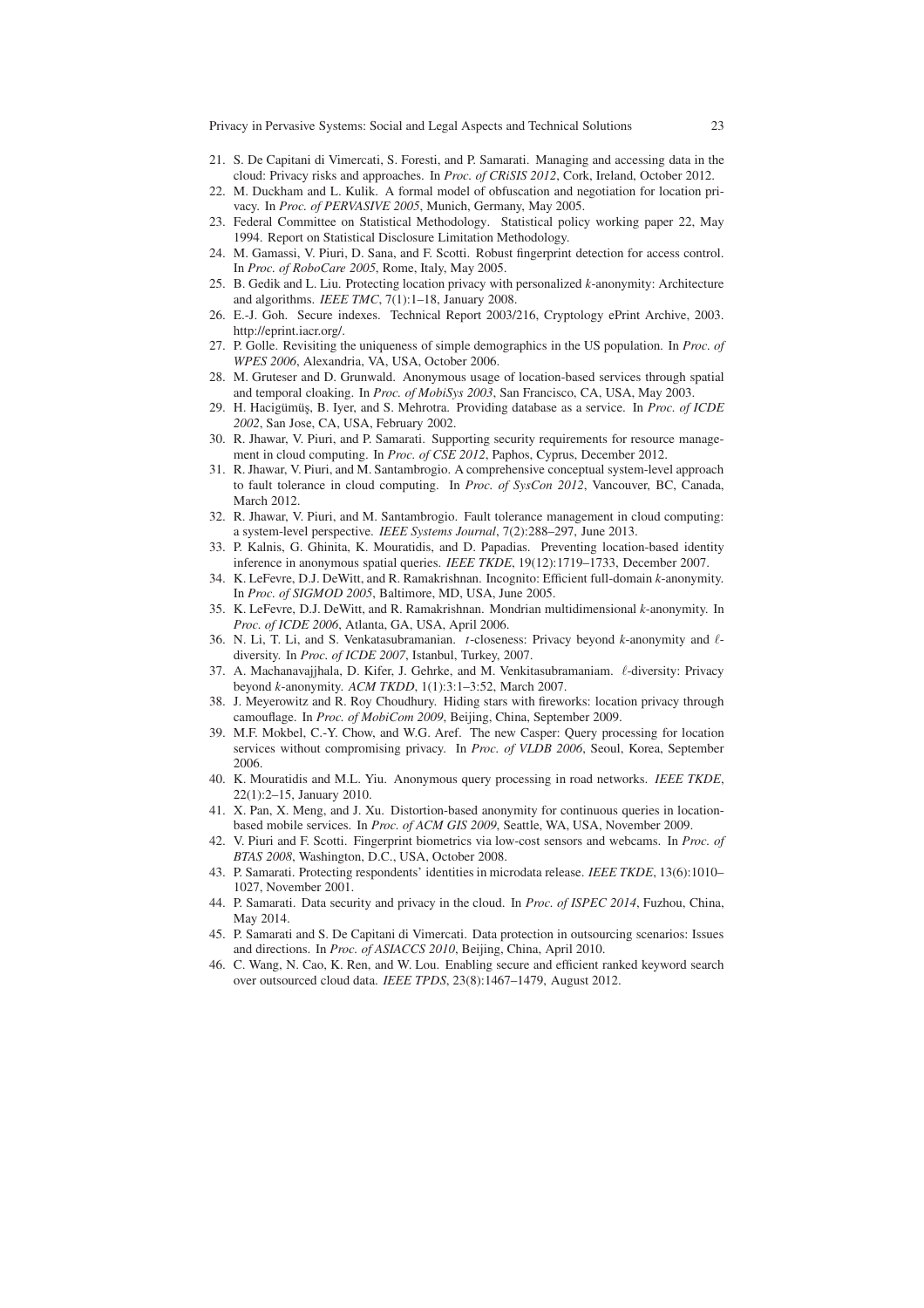21. S. De Capitani di Vimercati, S. Foresti, and P. Samarati. Managing and accessing data in the cloud: Privacy risks and approaches. In *Proc. of CRiSIS 2012*, Cork, Ireland, October 2012.
22. M. Duckham and L. Kulik. A formal model of obfuscation and negotiation for location privacy. In *Proc. of PERVASIVE 2005*, Munich, Germany, May 2005.
23. Federal Committee on Statistical Methodology. Statistical policy working paper 22, May 1994. Report on Statistical Disclosure Limitation Methodology.
24. M. Gamassi, V. Piuri, D. Sana, and F. Scotti. Robust fingerprint detection for access control. In *Proc. of RoboCare 2005*, Rome, Italy, May 2005.
25. B. Gedik and L. Liu. Protecting location privacy with personalized $k$-anonymity: Architecture and algorithms. *IEEE TMC*, 7(1):1–18, January 2008.
26. E.-J. Goh. Secure indexes. Technical Report 2003/216, Cryptology ePrint Archive, 2003. http://eprint.iacr.org/.
27. P. Golle. Revisiting the uniqueness of simple demographics in the US population. In *Proc. of WPES 2006*, Alexandria, VA, USA, October 2006.
28. M. Gruteser and D. Grunwald. Anonymous usage of location-based services through spatial and temporal cloaking. In *Proc. of MobiSys 2003*, San Francisco, CA, USA, May 2003.
29. H. Hacigümüş, B. Iyer, and S. Mehrotra. Providing database as a service. In *Proc. of ICDE 2002*, San Jose, CA, USA, February 2002.
30. R. Jhawar, V. Piuri, and P. Samarati. Supporting security requirements for resource management in cloud computing. In *Proc. of CSE 2012*, Paphos, Cyprus, December 2012.
31. R. Jhawar, V. Piuri, and M. Santambrogio. A comprehensive conceptual system-level approach to fault tolerance in cloud computing. In *Proc. of SysCon 2012*, Vancouver, BC, Canada, March 2012.
32. R. Jhawar, V. Piuri, and M. Santambrogio. Fault tolerance management in cloud computing: a system-level perspective. *IEEE Systems Journal*, 7(2):288–297, June 2013.
33. P. Kalnis, G. Ghinita, K. Mouratidis, and D. Papadias. Preventing location-based identity inference in anonymous spatial queries. *IEEE TKDE*, 19(12):1719–1733, December 2007.
34. K. LeFevre, D.J. DeWitt, and R. Ramakrishnan. Incognito: Efficient full-domain $k$-anonymity. In *Proc. of SIGMOD 2005*, Baltimore, MD, USA, June 2005.
35. K. LeFevre, D.J. DeWitt, and R. Ramakrishnan. Mondrian multidimensional $k$-anonymity. In *Proc. of ICDE 2006*, Atlanta, GA, USA, April 2006.
36. N. Li, T. Li, and S. Venkatasubramanian. $t$-closeness: Privacy beyond $k$-anonymity and $\ell$-diversity. In *Proc. of ICDE 2007*, Istanbul, Turkey, 2007.
37. A. Machanavajjhala, D. Kifer, J. Gehrke, and M. Venkitasubramaniam. $\ell$-diversity: Privacy beyond $k$-anonymity. *ACM TKDD*, 1(1):3:1–3:52, March 2007.
38. J. Meyerowitz and R. Roy Choudhury. Hiding stars with fireworks: location privacy through camouflage. In *Proc. of MobiCom 2009*, Beijing, China, September 2009.
39. M.F. Mokbel, C.-Y. Chow, and W.G. Aref. The new Casper: Query processing for location services without compromising privacy. In *Proc. of VLDB 2006*, Seoul, Korea, September 2006.
40. K. Mouratidis and M.L. Yiu. Anonymous query processing in road networks. *IEEE TKDE*, 22(1):2–15, January 2010.
41. X. Pan, X. Meng, and J. Xu. Distortion-based anonymity for continuous queries in location-based mobile services. In *Proc. of ACM GIS 2009*, Seattle, WA, USA, November 2009.
42. V. Piuri and F. Scotti. Fingerprint biometrics via low-cost sensors and webcams. In *Proc. of BTAS 2008*, Washington, D.C., USA, October 2008.
43. P. Samarati. Protecting respondents' identities in microdata release. *IEEE TKDE*, 13(6):1010–1027, November 2001.
44. P. Samarati. Data security and privacy in the cloud. In *Proc. of ISPEC 2014*, Fuzhou, China, May 2014.
45. P. Samarati and S. De Capitani di Vimercati. Data protection in outsourcing scenarios: Issues and directions. In *Proc. of ASIACCS 2010*, Beijing, China, April 2010.
46. C. Wang, N. Cao, K. Ren, and W. Lou. Enabling secure and efficient ranked keyword search over outsourced cloud data. *IEEE TPDS*, 23(8):1467–1479, August 2012.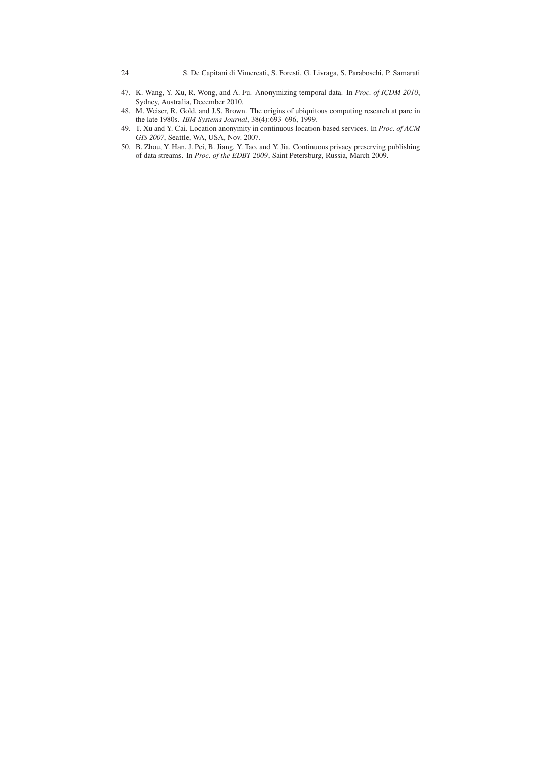47. K. Wang, Y. Xu, R. Wong, and A. Fu. Anonymizing temporal data. In *Proc. of ICDM 2010*, Sydney, Australia, December 2010.
48. M. Weiser, R. Gold, and J.S. Brown. The origins of ubiquitous computing research at parc in the late 1980s. *IBM Systems Journal*, 38(4):693–696, 1999.
49. T. Xu and Y. Cai. Location anonymity in continuous location-based services. In *Proc. of ACM GIS 2007*, Seattle, WA, USA, Nov. 2007.
50. B. Zhou, Y. Han, J. Pei, B. Jiang, Y. Tao, and Y. Jia. Continuous privacy preserving publishing of data streams. In *Proc. of the EDBT 2009*, Saint Petersburg, Russia, March 2009.